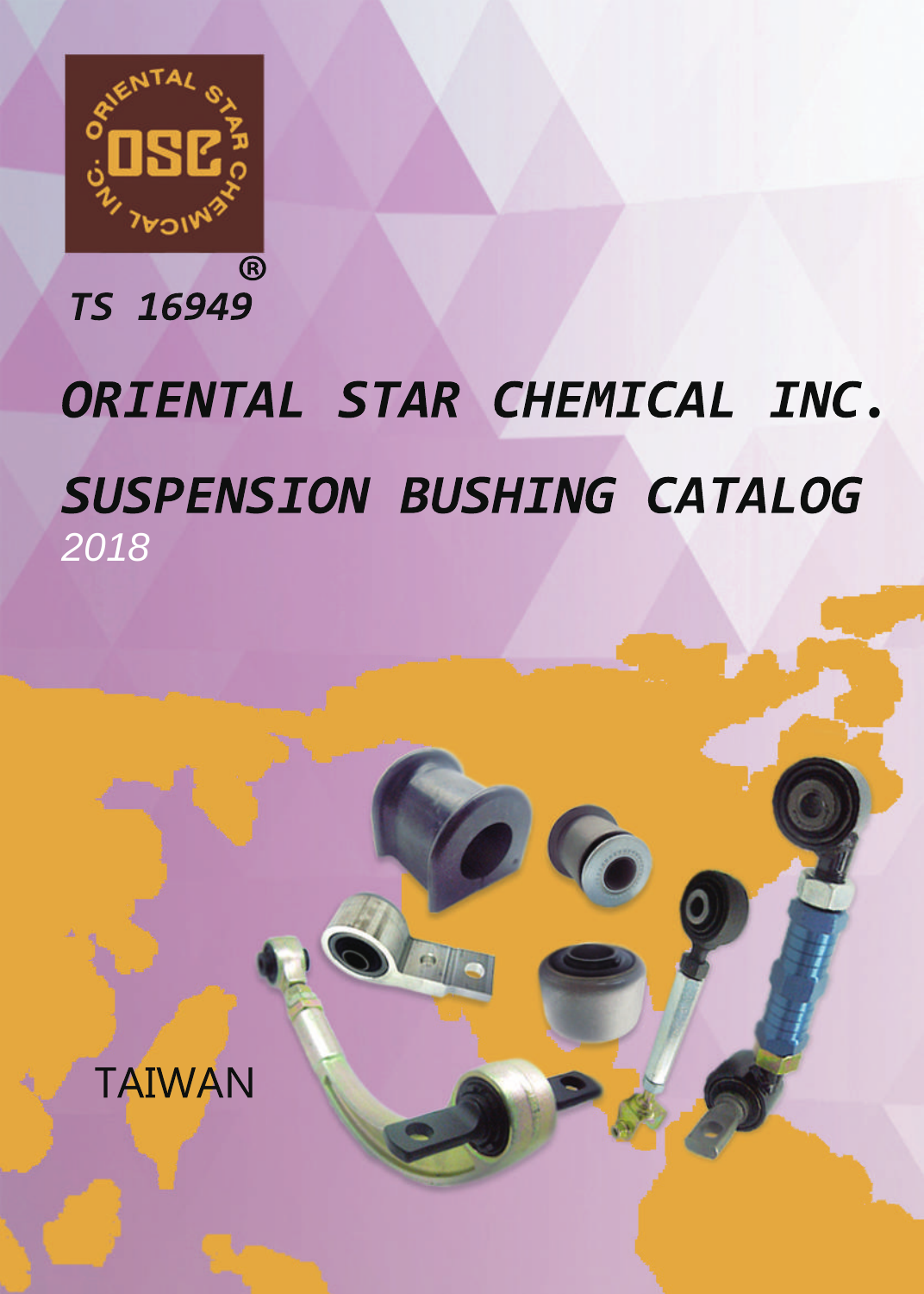OSC

ORIENTAL STAR CHEMICAL INC.

®

*TS 16949*

# *ORIENTAL STAR CHEMICAL INC.*

# *SUSPENSION BUSHING CATALOG*

*2018*

TAIWAN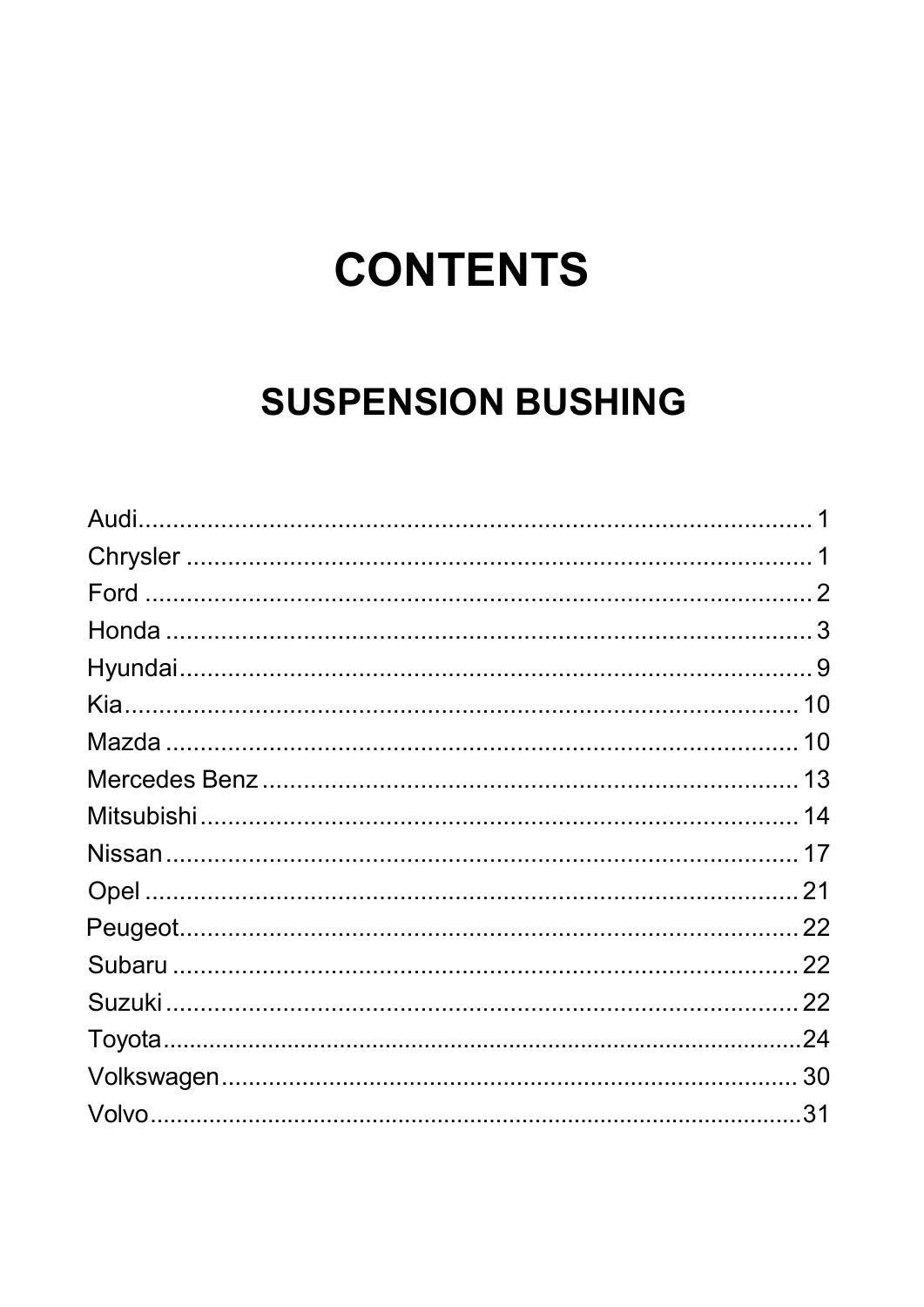# CONTENTS

## SUSPENSION BUSHING

Audi.................................................................................... 1
Chrysler ............................................................................... 1
Ford ..................................................................................... 2
Honda .................................................................................. 3
Hyundai................................................................................ 9
Kia...................................................................................... 10
Mazda ................................................................................ 10
Mercedes Benz .................................................................. 13
Mitsubishi........................................................................... 14
Nissan................................................................................ 17
Opel ................................................................................... 21
Peugeot.............................................................................. 22
Subaru ............................................................................... 22
Suzuki ................................................................................ 22
Toyota................................................................................24
Volkswagen........................................................................ 30
Volvo..................................................................................31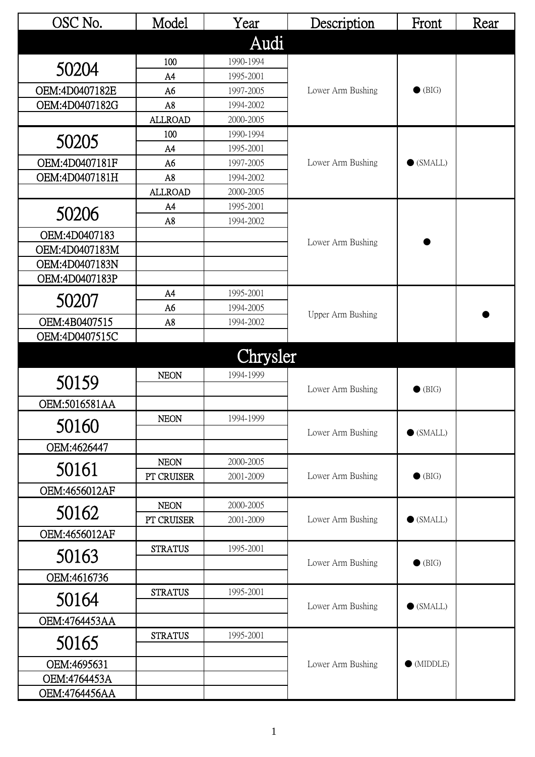| OSC No. | Model | Year | Description | Front | Rear |
|---|---|---|---|---|---|
| **Audi** | | | | | |
| 50204 | 100 | 1990-1994 | Lower Arm Bushing | ● (BIG) | |
| | A4 | 1995-2001 | | | |
| OEM:4D0407182E | A6 | 1997-2005 | | | |
| OEM:4D0407182G | A8 | 1994-2002 | | | |
| | ALLROAD | 2000-2005 | | | |
| 50205 | 100 | 1990-1994 | Lower Arm Bushing | ● (SMALL) | |
| | A4 | 1995-2001 | | | |
| OEM:4D0407181F | A6 | 1997-2005 | | | |
| OEM:4D0407181H | A8 | 1994-2002 | | | |
| | ALLROAD | 2000-2005 | | | |
| 50206 | A4 | 1995-2001 | Lower Arm Bushing | ● | |
| | A8 | 1994-2002 | | | |
| OEM:4D0407183 | | | | | |
| OEM:4D0407183M | | | | | |
| OEM:4D0407183N | | | | | |
| OEM:4D0407183P | | | | | |
| 50207 | A4 | 1995-2001 | Upper Arm Bushing | | ● |
| | A6 | 1994-2005 | | | |
| OEM:4B0407515 | A8 | 1994-2002 | | | |
| OEM:4D0407515C | | | | | |
| **Chrysler** | | | | | |
| 50159 | NEON | 1994-1999 | Lower Arm Bushing | ● (BIG) | |
| OEM:5016581AA | | | | | |
| 50160 | NEON | 1994-1999 | Lower Arm Bushing | ● (SMALL) | |
| OEM:4626447 | | | | | |
| 50161 | NEON | 2000-2005 | Lower Arm Bushing | ● (BIG) | |
| | PT CRUISER | 2001-2009 | | | |
| OEM:4656012AF | | | | | |
| 50162 | NEON | 2000-2005 | Lower Arm Bushing | ● (SMALL) | |
| | PT CRUISER | 2001-2009 | | | |
| OEM:4656012AF | | | | | |
| 50163 | STRATUS | 1995-2001 | Lower Arm Bushing | ● (BIG) | |
| OEM:4616736 | | | | | |
| 50164 | STRATUS | 1995-2001 | Lower Arm Bushing | ● (SMALL) | |
| OEM:4764453AA | | | | | |
| 50165 | STRATUS | 1995-2001 | Lower Arm Bushing | ● (MIDDLE) | |
| OEM:4695631 | | | | | |
| OEM:4764453A | | | | | |
| OEM:4764456AA | | | | | |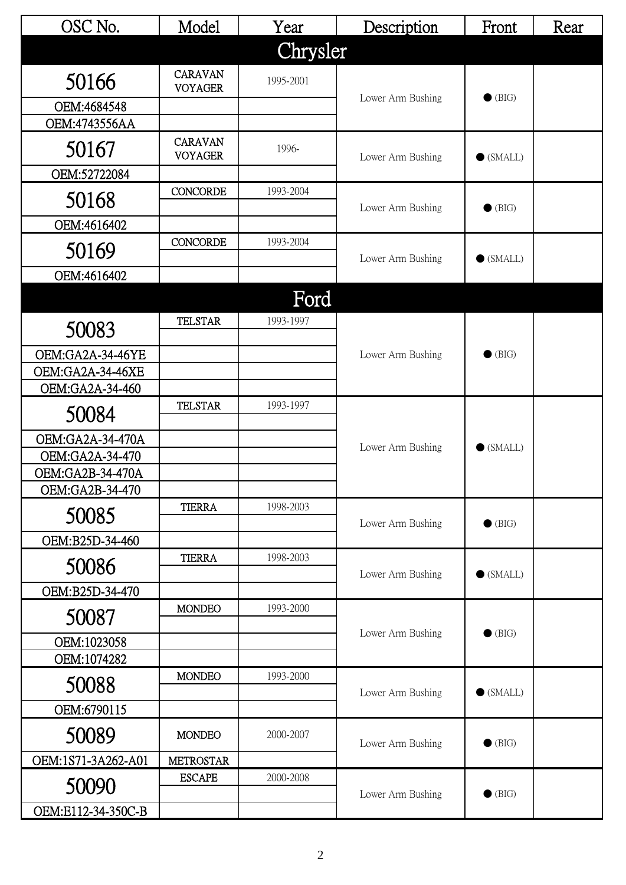| OSC No. | Model | Year | Description | Front | Rear |
|---|---|---|---|---|---|
| **Chrysler** | | | | | |
| 50166 | CARAVAN VOYAGER | 1995-2001 | Lower Arm Bushing | ● (BIG) | |
| OEM:4684548 | | | | | |
| OEM:4743556AA | | | | | |
| 50167 | CARAVAN VOYAGER | 1996- | Lower Arm Bushing | ● (SMALL) | |
| OEM:52722084 | | | | | |
| 50168 | CONCORDE | 1993-2004 | Lower Arm Bushing | ● (BIG) | |
| OEM:4616402 | | | | | |
| 50169 | CONCORDE | 1993-2004 | Lower Arm Bushing | ● (SMALL) | |
| OEM:4616402 | | | | | |
| **Ford** | | | | | |
| 50083 | TELSTAR | 1993-1997 | Lower Arm Bushing | ● (BIG) | |
| OEM:GA2A-34-46YE | | | | | |
| OEM:GA2A-34-46XE | | | | | |
| OEM:GA2A-34-460 | | | | | |
| 50084 | TELSTAR | 1993-1997 | Lower Arm Bushing | ● (SMALL) | |
| OEM:GA2A-34-470A | | | | | |
| OEM:GA2A-34-470 | | | | | |
| OEM:GA2B-34-470A | | | | | |
| OEM:GA2B-34-470 | | | | | |
| 50085 | TIERRA | 1998-2003 | Lower Arm Bushing | ● (BIG) | |
| OEM:B25D-34-460 | | | | | |
| 50086 | TIERRA | 1998-2003 | Lower Arm Bushing | ● (SMALL) | |
| OEM:B25D-34-470 | | | | | |
| 50087 | MONDEO | 1993-2000 | Lower Arm Bushing | ● (BIG) | |
| OEM:1023058 | | | | | |
| OEM:1074282 | | | | | |
| 50088 | MONDEO | 1993-2000 | Lower Arm Bushing | ● (SMALL) | |
| OEM:6790115 | | | | | |
| 50089 | MONDEO | 2000-2007 | Lower Arm Bushing | ● (BIG) | |
| OEM:1S71-3A262-A01 | METROSTAR | | | | |
| 50090 | ESCAPE | 2000-2008 | Lower Arm Bushing | ● (BIG) | |
| OEM:E112-34-350C-B | | | | | |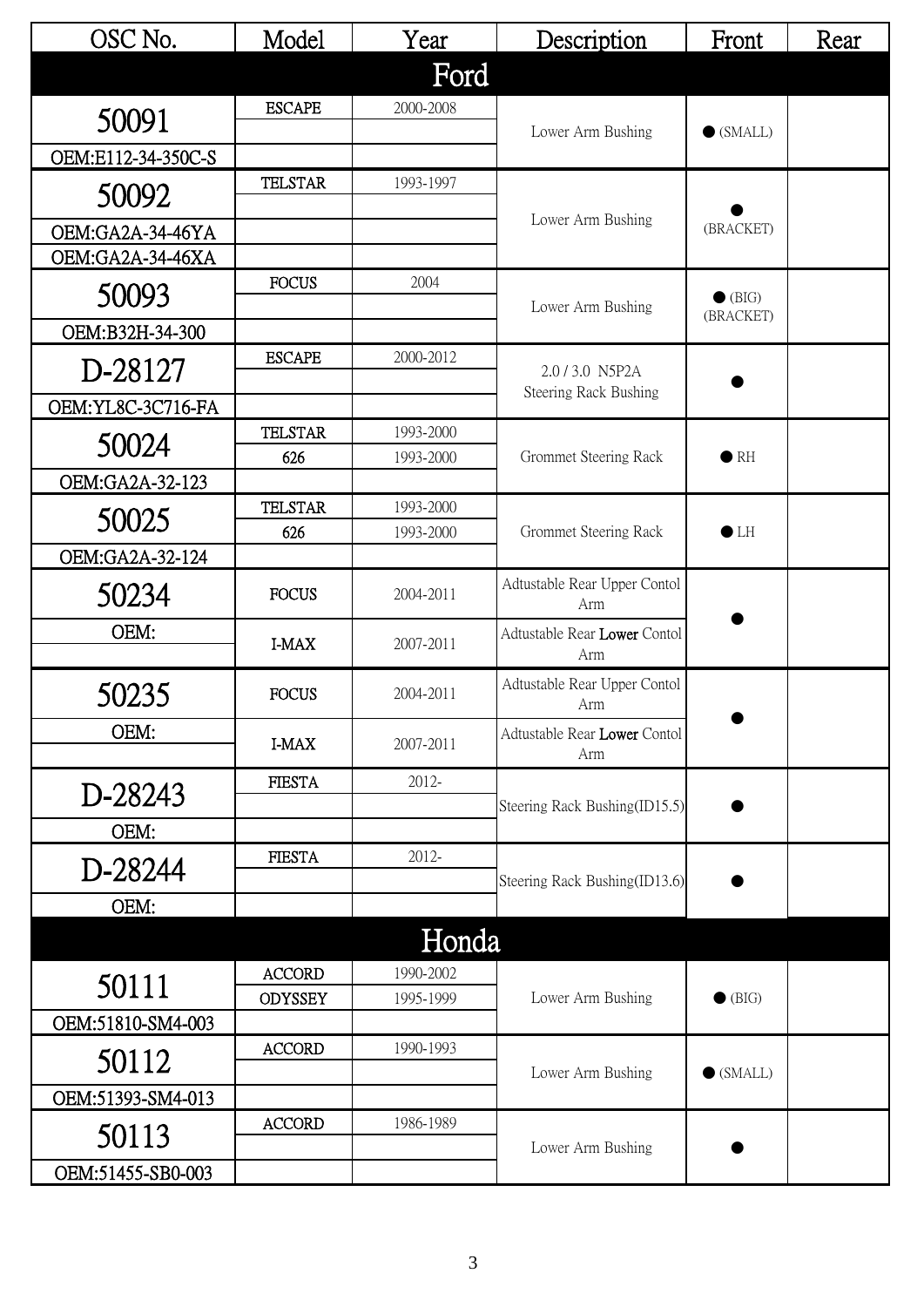| OSC No. | Model | Year | Description | Front | Rear |
|---|---|---|---|---|---|
| **Ford** | | | | | |
| 50091 | ESCAPE | 2000-2008 | Lower Arm Bushing | ● (SMALL) | |
| OEM:E112-34-350C-S | | | | | |
| 50092 | TELSTAR | 1993-1997 | Lower Arm Bushing | ● (BRACKET) | |
| OEM:GA2A-34-46YA | | | | | |
| OEM:GA2A-34-46XA | | | | | |
| 50093 | FOCUS | 2004 | Lower Arm Bushing | ● (BIG) (BRACKET) | |
| OEM:B32H-34-300 | | | | | |
| D-28127 | ESCAPE | 2000-2012 | 2.0 / 3.0 N5P2A Steering Rack Bushing | ● | |
| OEM:YL8C-3C716-FA | | | | | |
| 50024 | TELSTAR | 1993-2000 | Grommet Steering Rack | ● RH | |
| | 626 | 1993-2000 | | | |
| OEM:GA2A-32-123 | | | | | |
| 50025 | TELSTAR | 1993-2000 | Grommet Steering Rack | ● LH | |
| | 626 | 1993-2000 | | | |
| OEM:GA2A-32-124 | | | | | |
| 50234 | FOCUS | 2004-2011 | Adtustable Rear Upper Contol Arm | ● | |
| OEM: | I-MAX | 2007-2011 | Adtustable Rear **Lower** Contol Arm | | |
| 50235 | FOCUS | 2004-2011 | Adtustable Rear Upper Contol Arm | ● | |
| OEM: | I-MAX | 2007-2011 | Adtustable Rear **Lower** Contol Arm | | |
| D-28243 | FIESTA | 2012- | Steering Rack Bushing(ID15.5) | ● | |
| OEM: | | | | | |
| D-28244 | FIESTA | 2012- | Steering Rack Bushing(ID13.6) | ● | |
| OEM: | | | | | |
| **Honda** | | | | | |
| 50111 | ACCORD | 1990-2002 | Lower Arm Bushing | ● (BIG) | |
| | ODYSSEY | 1995-1999 | | | |
| OEM:51810-SM4-003 | | | | | |
| 50112 | ACCORD | 1990-1993 | Lower Arm Bushing | ● (SMALL) | |
| OEM:51393-SM4-013 | | | | | |
| 50113 | ACCORD | 1986-1989 | Lower Arm Bushing | ● | |
| OEM:51455-SB0-003 | | | | | |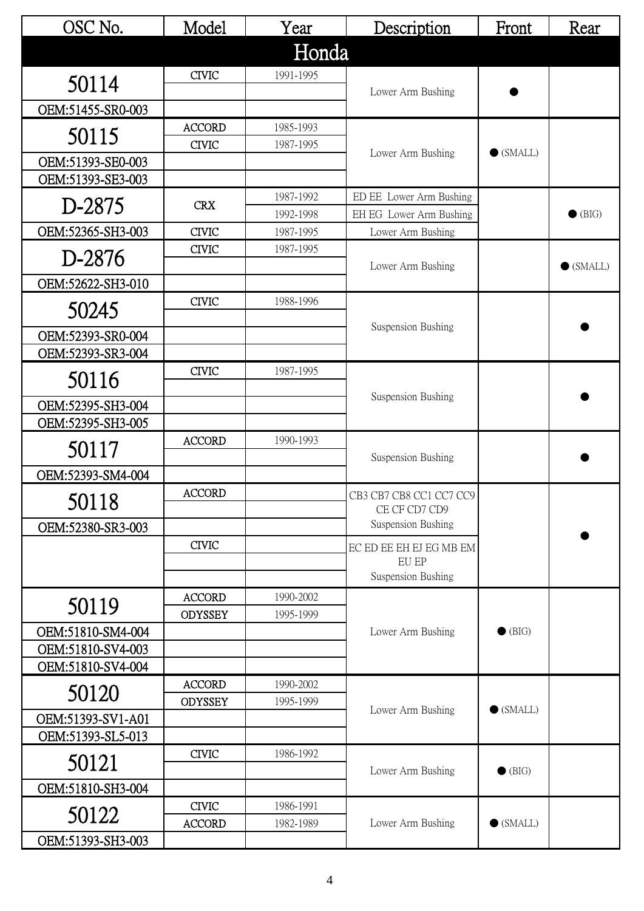| OSC No. | Model | Year | Description | Front | Rear |
|---|---|---|---|---|---|
| **Honda** | | | | | |
| 50114 | CIVIC | 1991-1995 | Lower Arm Bushing | ● | |
| OEM:51455-SR0-003 | | | | | |
| 50115 | ACCORD | 1985-1993 | Lower Arm Bushing | ● (SMALL) | |
| | CIVIC | 1987-1995 | | | |
| OEM:51393-SE0-003 | | | | | |
| OEM:51393-SE3-003 | | | | | |
| D-2875 | CRX | 1987-1992 | ED EE Lower Arm Bushing | | ● (BIG) |
| | | 1992-1998 | EH EG Lower Arm Bushing | | |
| OEM:52365-SH3-003 | CIVIC | 1987-1995 | Lower Arm Bushing | | |
| D-2876 | CIVIC | 1987-1995 | Lower Arm Bushing | | ● (SMALL) |
| OEM:52622-SH3-010 | | | | | |
| 50245 | CIVIC | 1988-1996 | Suspension Bushing | | ● |
| OEM:52393-SR0-004 | | | | | |
| OEM:52393-SR3-004 | | | | | |
| 50116 | CIVIC | 1987-1995 | Suspension Bushing | | ● |
| OEM:52395-SH3-004 | | | | | |
| OEM:52395-SH3-005 | | | | | |
| 50117 | ACCORD | 1990-1993 | Suspension Bushing | | ● |
| OEM:52393-SM4-004 | | | | | |
| 50118 | ACCORD | | CB3 CB7 CB8 CC1 CC7 CC9 CE CF CD7 CD9 Suspension Bushing | | ● |
| OEM:52380-SR3-003 | | | | | |
| | CIVIC | | EC ED EE EH EJ EG MB EM EU EP Suspension Bushing | | |
| 50119 | ACCORD | 1990-2002 | Lower Arm Bushing | ● (BIG) | |
| | ODYSSEY | 1995-1999 | | | |
| OEM:51810-SM4-004 | | | | | |
| OEM:51810-SV4-003 | | | | | |
| OEM:51810-SV4-004 | | | | | |
| 50120 | ACCORD | 1990-2002 | Lower Arm Bushing | ● (SMALL) | |
| | ODYSSEY | 1995-1999 | | | |
| OEM:51393-SV1-A01 | | | | | |
| OEM:51393-SL5-013 | | | | | |
| 50121 | CIVIC | 1986-1992 | Lower Arm Bushing | ● (BIG) | |
| OEM:51810-SH3-004 | | | | | |
| 50122 | CIVIC | 1986-1991 | Lower Arm Bushing | ● (SMALL) | |
| | ACCORD | 1982-1989 | | | |
| OEM:51393-SH3-003 | | | | | |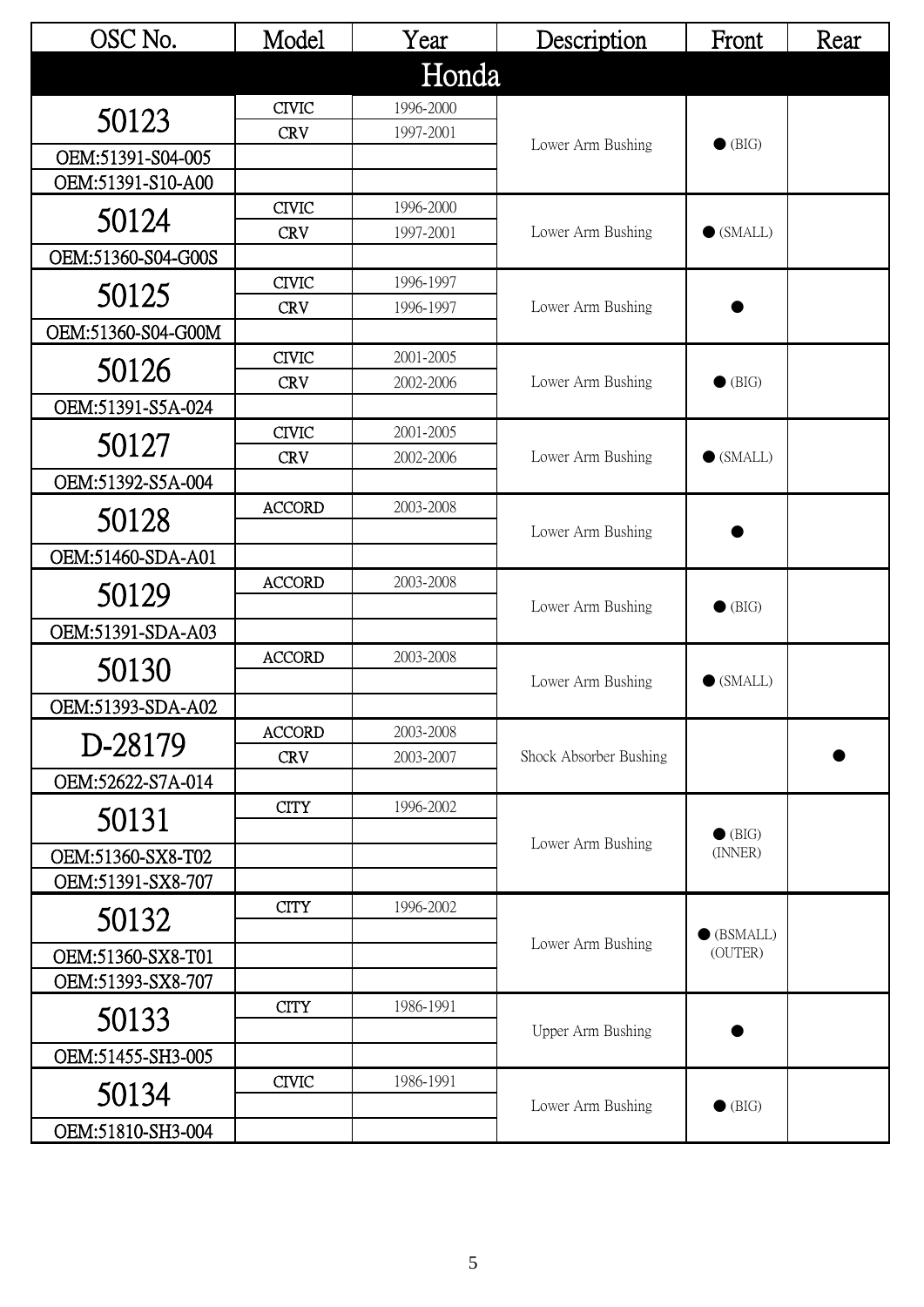| OSC No. | Model | Year | Description | Front | Rear |
|---|---|---|---|---|---|
| **Honda** | | | | | |
| 50123 | CIVIC | 1996-2000 | Lower Arm Bushing | ● (BIG) | |
| | CRV | 1997-2001 | | | |
| OEM:51391-S04-005 | | | | | |
| OEM:51391-S10-A00 | | | | | |
| 50124 | CIVIC | 1996-2000 | Lower Arm Bushing | ● (SMALL) | |
| | CRV | 1997-2001 | | | |
| OEM:51360-S04-G00S | | | | | |
| 50125 | CIVIC | 1996-1997 | Lower Arm Bushing | ● | |
| | CRV | 1996-1997 | | | |
| OEM:51360-S04-G00M | | | | | |
| 50126 | CIVIC | 2001-2005 | Lower Arm Bushing | ● (BIG) | |
| | CRV | 2002-2006 | | | |
| OEM:51391-S5A-024 | | | | | |
| 50127 | CIVIC | 2001-2005 | Lower Arm Bushing | ● (SMALL) | |
| | CRV | 2002-2006 | | | |
| OEM:51392-S5A-004 | | | | | |
| 50128 | ACCORD | 2003-2008 | Lower Arm Bushing | ● | |
| OEM:51460-SDA-A01 | | | | | |
| 50129 | ACCORD | 2003-2008 | Lower Arm Bushing | ● (BIG) | |
| OEM:51391-SDA-A03 | | | | | |
| 50130 | ACCORD | 2003-2008 | Lower Arm Bushing | ● (SMALL) | |
| OEM:51393-SDA-A02 | | | | | |
| D-28179 | ACCORD | 2003-2008 | Shock Absorber Bushing | | ● |
| | CRV | 2003-2007 | | | |
| OEM:52622-S7A-014 | | | | | |
| 50131 | CITY | 1996-2002 | Lower Arm Bushing | ● (BIG) (INNER) | |
| OEM:51360-SX8-T02 | | | | | |
| OEM:51391-SX8-707 | | | | | |
| 50132 | CITY | 1996-2002 | Lower Arm Bushing | ● (BSMALL) (OUTER) | |
| OEM:51360-SX8-T01 | | | | | |
| OEM:51393-SX8-707 | | | | | |
| 50133 | CITY | 1986-1991 | Upper Arm Bushing | ● | |
| OEM:51455-SH3-005 | | | | | |
| 50134 | CIVIC | 1986-1991 | Lower Arm Bushing | ● (BIG) | |
| OEM:51810-SH3-004 | | | | | |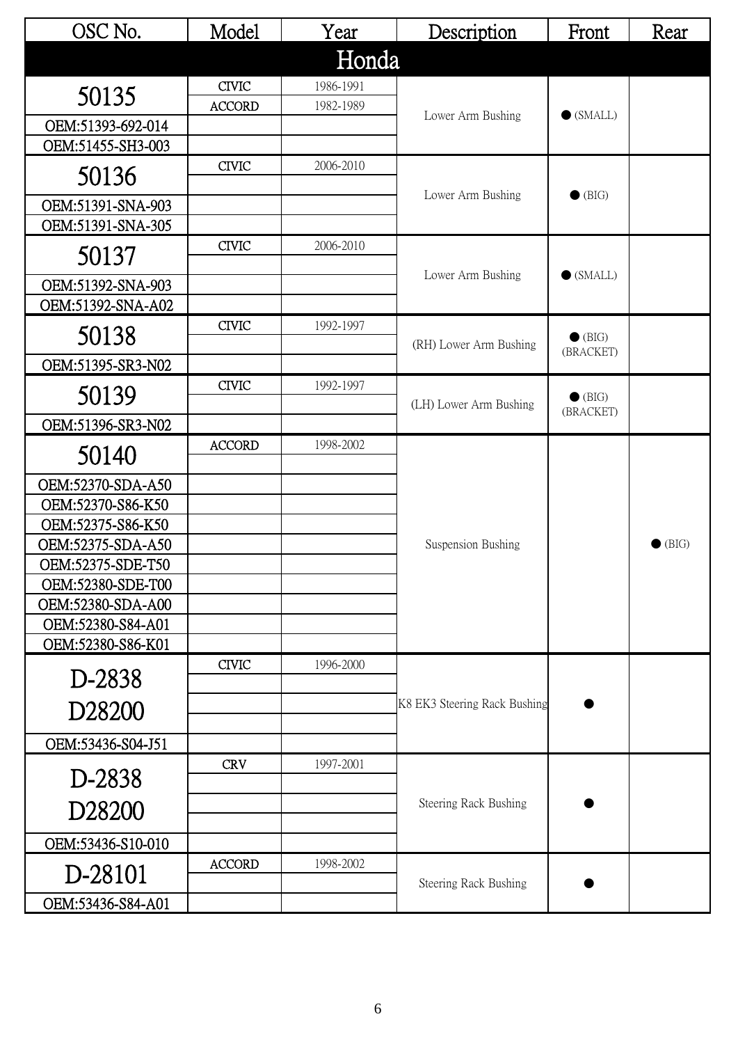| OSC No. | Model | Year | Description | Front | Rear |
|---|---|---|---|---|---|
| **Honda** | | | | | |
| 50135 | CIVIC | 1986-1991 | Lower Arm Bushing | ● (SMALL) | |
| | ACCORD | 1982-1989 | | | |
| OEM:51393-692-014 | | | | | |
| OEM:51455-SH3-003 | | | | | |
| 50136 | CIVIC | 2006-2010 | Lower Arm Bushing | ● (BIG) | |
| OEM:51391-SNA-903 | | | | | |
| OEM:51391-SNA-305 | | | | | |
| 50137 | CIVIC | 2006-2010 | Lower Arm Bushing | ● (SMALL) | |
| OEM:51392-SNA-903 | | | | | |
| OEM:51392-SNA-A02 | | | | | |
| 50138 | CIVIC | 1992-1997 | (RH) Lower Arm Bushing | ● (BIG) (BRACKET) | |
| OEM:51395-SR3-N02 | | | | | |
| 50139 | CIVIC | 1992-1997 | (LH) Lower Arm Bushing | ● (BIG) (BRACKET) | |
| OEM:51396-SR3-N02 | | | | | |
| 50140 | ACCORD | 1998-2002 | Suspension Bushing | | ● (BIG) |
| OEM:52370-SDA-A50 | | | | | |
| OEM:52370-S86-K50 | | | | | |
| OEM:52375-S86-K50 | | | | | |
| OEM:52375-SDA-A50 | | | | | |
| OEM:52375-SDE-T50 | | | | | |
| OEM:52380-SDE-T00 | | | | | |
| OEM:52380-SDA-A00 | | | | | |
| OEM:52380-S84-A01 | | | | | |
| OEM:52380-S86-K01 | | | | | |
| D-2838 D28200 | CIVIC | 1996-2000 | K8 EK3 Steering Rack Bushing | ● | |
| OEM:53436-S04-J51 | | | | | |
| D-2838 D28200 | CRV | 1997-2001 | Steering Rack Bushing | ● | |
| OEM:53436-S10-010 | | | | | |
| D-28101 | ACCORD | 1998-2002 | Steering Rack Bushing | ● | |
| OEM:53436-S84-A01 | | | | | |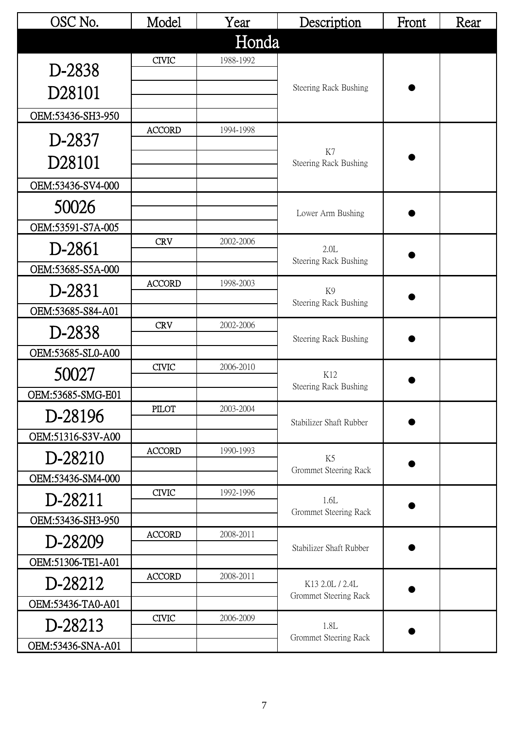| OSC No. | Model | Year | Description | Front | Rear |
|---|---|---|---|---|---|
| **Honda** | | | | | |
| D-2838 D28101 OEM:53436-SH3-950 | CIVIC | 1988-1992 | Steering Rack Bushing | ● | |
| D-2837 D28101 OEM:53436-SV4-000 | ACCORD | 1994-1998 | K7 Steering Rack Bushing | ● | |
| 50026 OEM:53591-S7A-005 | | | Lower Arm Bushing | ● | |
| D-2861 OEM:53685-S5A-000 | CRV | 2002-2006 | 2.0L Steering Rack Bushing | ● | |
| D-2831 OEM:53685-S84-A01 | ACCORD | 1998-2003 | K9 Steering Rack Bushing | ● | |
| D-2838 OEM:53685-SL0-A00 | CRV | 2002-2006 | Steering Rack Bushing | ● | |
| 50027 OEM:53685-SMG-E01 | CIVIC | 2006-2010 | K12 Steering Rack Bushing | ● | |
| D-28196 OEM:51316-S3V-A00 | PILOT | 2003-2004 | Stabilizer Shaft Rubber | ● | |
| D-28210 OEM:53436-SM4-000 | ACCORD | 1990-1993 | K5 Grommet Steering Rack | ● | |
| D-28211 OEM:53436-SH3-950 | CIVIC | 1992-1996 | 1.6L Grommet Steering Rack | ● | |
| D-28209 OEM:51306-TE1-A01 | ACCORD | 2008-2011 | Stabilizer Shaft Rubber | ● | |
| D-28212 OEM:53436-TA0-A01 | ACCORD | 2008-2011 | K13 2.0L / 2.4L Grommet Steering Rack | ● | |
| D-28213 OEM:53436-SNA-A01 | CIVIC | 2006-2009 | 1.8L Grommet Steering Rack | ● | |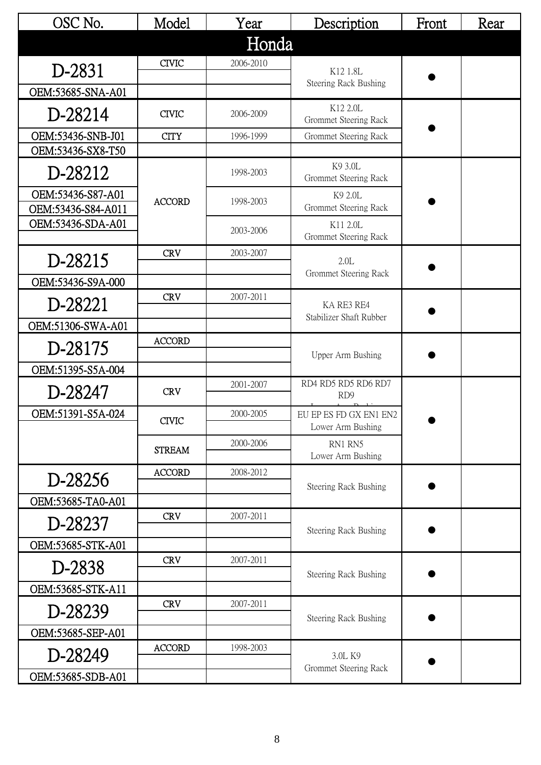| OSC No. | Model | Year | Description | Front | Rear |
|---|---|---|---|---|---|
| **Honda** | | | | | |
| D-2831 | CIVIC | 2006-2010 | K12 1.8L Steering Rack Bushing | ● | |
| OEM:53685-SNA-A01 | | | | | |
| D-28214 | CIVIC | 2006-2009 | K12 2.0L Grommet Steering Rack | ● | |
| OEM:53436-SNB-J01 | CITY | 1996-1999 | Grommet Steering Rack | | |
| OEM:53436-SX8-T50 | | | | | |
| D-28212 | ACCORD | 1998-2003 | K9 3.0L Grommet Steering Rack | ● | |
| OEM:53436-S87-A01 | | 1998-2003 | K9 2.0L Grommet Steering Rack | | |
| OEM:53436-S84-A011 | | | | | |
| OEM:53436-SDA-A01 | | 2003-2006 | K11 2.0L Grommet Steering Rack | | |
| D-28215 | CRV | 2003-2007 | 2.0L Grommet Steering Rack | ● | |
| OEM:53436-S9A-000 | | | | | |
| D-28221 | CRV | 2007-2011 | KA RE3 RE4 Stabilizer Shaft Rubber | ● | |
| OEM:51306-SWA-A01 | | | | | |
| D-28175 | ACCORD | | Upper Arm Bushing | ● | |
| OEM:51395-S5A-004 | | | | | |
| D-28247 | CRV | 2001-2007 | RD4 RD5 RD5 RD6 RD7 RD9 Lower Arm Bushing | ● | |
| OEM:51391-S5A-024 | CIVIC | 2000-2005 | EU EP ES FD GX EN1 EN2 Lower Arm Bushing | | |
| | STREAM | 2000-2006 | RN1 RN5 Lower Arm Bushing | | |
| D-28256 | ACCORD | 2008-2012 | Steering Rack Bushing | ● | |
| OEM:53685-TA0-A01 | | | | | |
| D-28237 | CRV | 2007-2011 | Steering Rack Bushing | ● | |
| OEM:53685-STK-A01 | | | | | |
| D-2838 | CRV | 2007-2011 | Steering Rack Bushing | ● | |
| OEM:53685-STK-A11 | | | | | |
| D-28239 | CRV | 2007-2011 | Steering Rack Bushing | ● | |
| OEM:53685-SEP-A01 | | | | | |
| D-28249 | ACCORD | 1998-2003 | 3.0L K9 Grommet Steering Rack | ● | |
| OEM:53685-SDB-A01 | | | | | |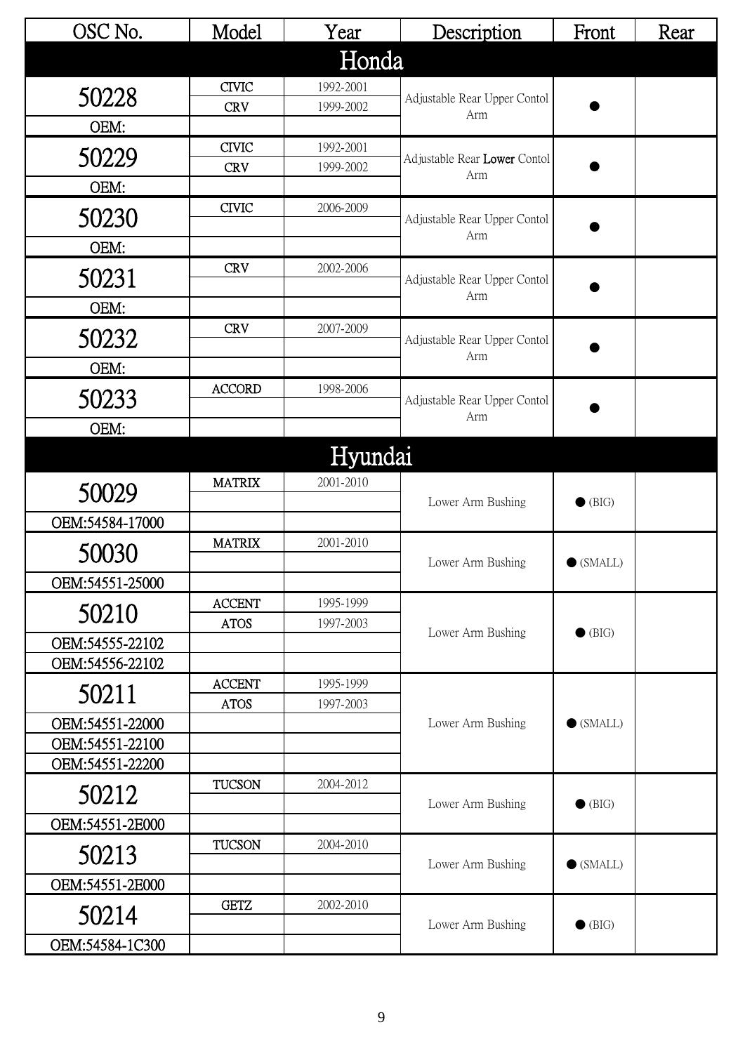| OSC No. | Model | Year | Description | Front | Rear |
|---|---|---|---|---|---|
| **Honda** | | | | | |
| 50228 | CIVIC | 1992-2001 | Adjustable Rear Upper Contol Arm | ● | |
| | CRV | 1999-2002 | | | |
| OEM: | | | | | |
| 50229 | CIVIC | 1992-2001 | Adjustable Rear **Lower** Contol Arm | ● | |
| | CRV | 1999-2002 | | | |
| OEM: | | | | | |
| 50230 | CIVIC | 2006-2009 | Adjustable Rear Upper Contol Arm | ● | |
| OEM: | | | | | |
| 50231 | CRV | 2002-2006 | Adjustable Rear Upper Contol Arm | ● | |
| OEM: | | | | | |
| 50232 | CRV | 2007-2009 | Adjustable Rear Upper Contol Arm | ● | |
| OEM: | | | | | |
| 50233 | ACCORD | 1998-2006 | Adjustable Rear Upper Contol Arm | ● | |
| OEM: | | | | | |
| **Hyundai** | | | | | |
| 50029 | MATRIX | 2001-2010 | Lower Arm Bushing | ● (BIG) | |
| OEM:54584-17000 | | | | | |
| 50030 | MATRIX | 2001-2010 | Lower Arm Bushing | ● (SMALL) | |
| OEM:54551-25000 | | | | | |
| 50210 | ACCENT | 1995-1999 | Lower Arm Bushing | ● (BIG) | |
| | ATOS | 1997-2003 | | | |
| OEM:54555-22102 | | | | | |
| OEM:54556-22102 | | | | | |
| 50211 | ACCENT | 1995-1999 | Lower Arm Bushing | ● (SMALL) | |
| | ATOS | 1997-2003 | | | |
| OEM:54551-22000 | | | | | |
| OEM:54551-22100 | | | | | |
| OEM:54551-22200 | | | | | |
| 50212 | TUCSON | 2004-2012 | Lower Arm Bushing | ● (BIG) | |
| OEM:54551-2E000 | | | | | |
| 50213 | TUCSON | 2004-2010 | Lower Arm Bushing | ● (SMALL) | |
| OEM:54551-2E000 | | | | | |
| 50214 | GETZ | 2002-2010 | Lower Arm Bushing | ● (BIG) | |
| OEM:54584-1C300 | | | | | |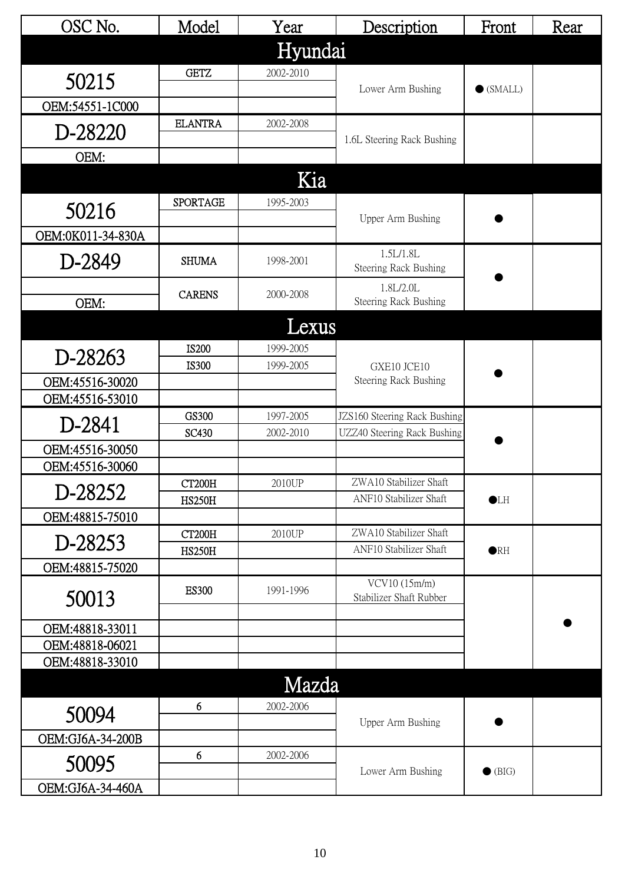| OSC No. | Model | Year | Description | Front | Rear |
|---|---|---|---|---|---|
| **Hyundai** | | | | | |
| 50215 | GETZ | 2002-2010 | Lower Arm Bushing | ● (SMALL) | |
| OEM:54551-1C000 | | | | | |
| D-28220 | ELANTRA | 2002-2008 | 1.6L Steering Rack Bushing | | |
| OEM: | | | | | |
| **Kia** | | | | | |
| 50216 | SPORTAGE | 1995-2003 | Upper Arm Bushing | ● | |
| OEM:0K011-34-830A | | | | | |
| D-2849 | SHUMA | 1998-2001 | 1.5L/1.8L Steering Rack Bushing | ● | |
| OEM: | CARENS | 2000-2008 | 1.8L/2.0L Steering Rack Bushing | | |
| **Lexus** | | | | | |
| D-28263 | IS200 | 1999-2005 | GXE10 JCE10 Steering Rack Bushing | ● | |
| | IS300 | 1999-2005 | | | |
| OEM:45516-30020 | | | | | |
| OEM:45516-53010 | | | | | |
| D-2841 | GS300 | 1997-2005 | JZS160 Steering Rack Bushing | ● | |
| | SC430 | 2002-2010 | UZZ40 Steering Rack Bushing | | |
| OEM:45516-30050 | | | | | |
| OEM:45516-30060 | | | | | |
| D-28252 | CT200H | 2010UP | ZWA10 Stabilizer Shaft | ●LH | |
| | HS250H | | ANF10 Stabilizer Shaft | | |
| OEM:48815-75010 | | | | | |
| D-28253 | CT200H | 2010UP | ZWA10 Stabilizer Shaft | ●RH | |
| | HS250H | | ANF10 Stabilizer Shaft | | |
| OEM:48815-75020 | | | | | |
| 50013 | ES300 | 1991-1996 | VCV10 (15m/m) Stabilizer Shaft Rubber | | ● |
| OEM:48818-33011 | | | | | |
| OEM:48818-06021 | | | | | |
| OEM:48818-33010 | | | | | |
| **Mazda** | | | | | |
| 50094 | 6 | 2002-2006 | Upper Arm Bushing | ● | |
| OEM:GJ6A-34-200B | | | | | |
| 50095 | 6 | 2002-2006 | Lower Arm Bushing | ● (BIG) | |
| OEM:GJ6A-34-460A | | | | | |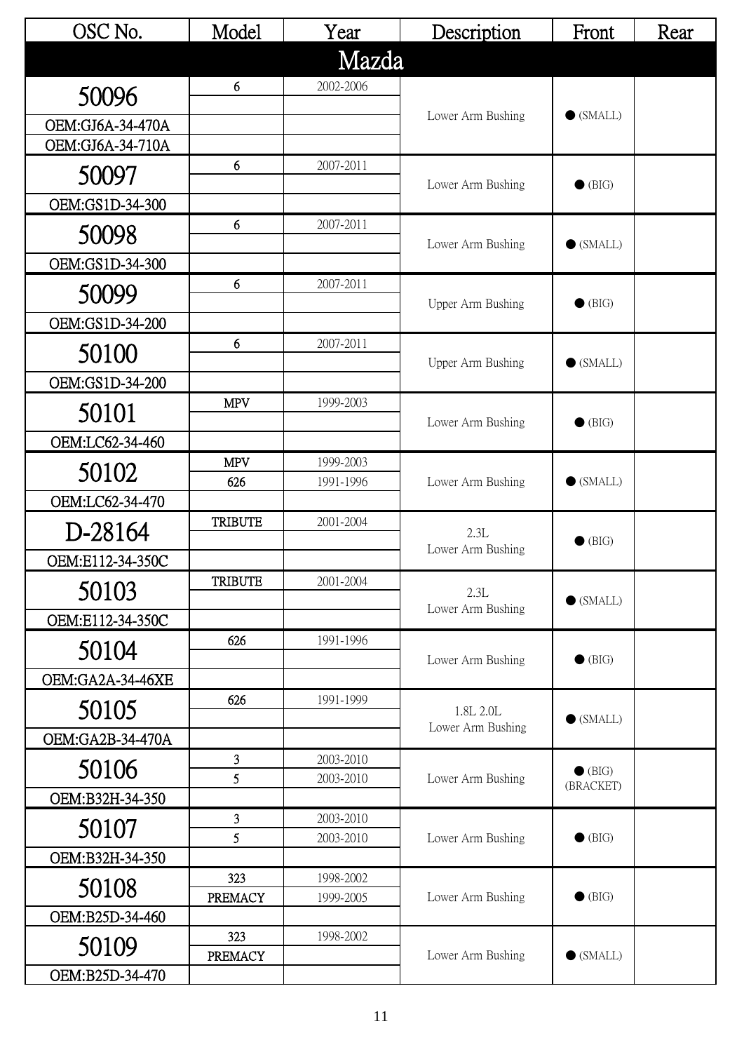| OSC No. | Model | Year | Description | Front | Rear |
|---|---|---|---|---|---|
| **Mazda** | | | | | |
| 50096 | 6 | 2002-2006 | Lower Arm Bushing | ● (SMALL) | |
| | | | | | |
| OEM:GJ6A-34-470A | | | | | |
| OEM:GJ6A-34-710A | | | | | |
| 50097 | 6 | 2007-2011 | Lower Arm Bushing | ● (BIG) | |
| | | | | | |
| OEM:GS1D-34-300 | | | | | |
| 50098 | 6 | 2007-2011 | Lower Arm Bushing | ● (SMALL) | |
| | | | | | |
| OEM:GS1D-34-300 | | | | | |
| 50099 | 6 | 2007-2011 | Upper Arm Bushing | ● (BIG) | |
| | | | | | |
| OEM:GS1D-34-200 | | | | | |
| 50100 | 6 | 2007-2011 | Upper Arm Bushing | ● (SMALL) | |
| | | | | | |
| OEM:GS1D-34-200 | | | | | |
| 50101 | MPV | 1999-2003 | Lower Arm Bushing | ● (BIG) | |
| | | | | | |
| OEM:LC62-34-460 | | | | | |
| 50102 | MPV | 1999-2003 | Lower Arm Bushing | ● (SMALL) | |
| | 626 | 1991-1996 | | | |
| OEM:LC62-34-470 | | | | | |
| D-28164 | TRIBUTE | 2001-2004 | 2.3L Lower Arm Bushing | ● (BIG) | |
| | | | | | |
| OEM:E112-34-350C | | | | | |
| 50103 | TRIBUTE | 2001-2004 | 2.3L Lower Arm Bushing | ● (SMALL) | |
| | | | | | |
| OEM:E112-34-350C | | | | | |
| 50104 | 626 | 1991-1996 | Lower Arm Bushing | ● (BIG) | |
| | | | | | |
| OEM:GA2A-34-46XE | | | | | |
| 50105 | 626 | 1991-1999 | 1.8L 2.0L Lower Arm Bushing | ● (SMALL) | |
| | | | | | |
| OEM:GA2B-34-470A | | | | | |
| 50106 | 3 | 2003-2010 | Lower Arm Bushing | ● (BIG) (BRACKET) | |
| | 5 | 2003-2010 | | | |
| OEM:B32H-34-350 | | | | | |
| 50107 | 3 | 2003-2010 | Lower Arm Bushing | ● (BIG) | |
| | 5 | 2003-2010 | | | |
| OEM:B32H-34-350 | | | | | |
| 50108 | 323 | 1998-2002 | Lower Arm Bushing | ● (BIG) | |
| | PREMACY | 1999-2005 | | | |
| OEM:B25D-34-460 | | | | | |
| 50109 | 323 | 1998-2002 | Lower Arm Bushing | ● (SMALL) | |
| | PREMACY | | | | |
| OEM:B25D-34-470 | | | | | |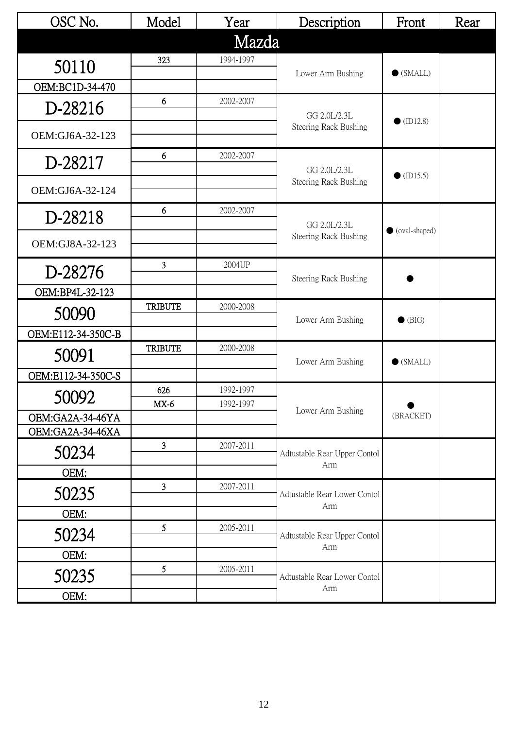| OSC No. | Model | Year | Description | Front | Rear |
|---|---|---|---|---|---|
| **Mazda** | | | | | |
| 50110 | 323 | 1994-1997 | Lower Arm Bushing | ● (SMALL) | |
| OEM:BC1D-34-470 | | | | | |
| D-28216 | 6 | 2002-2007 | GG 2.0L/2.3L Steering Rack Bushing | ● (ID12.8) | |
| OEM:GJ6A-32-123 | | | | | |
| D-28217 | 6 | 2002-2007 | GG 2.0L/2.3L Steering Rack Bushing | ● (ID15.5) | |
| OEM:GJ6A-32-124 | | | | | |
| D-28218 | 6 | 2002-2007 | GG 2.0L/2.3L Steering Rack Bushing | ● (oval-shaped) | |
| OEM:GJ8A-32-123 | | | | | |
| D-28276 | 3 | 2004UP | Steering Rack Bushing | ● | |
| OEM:BP4L-32-123 | | | | | |
| 50090 | TRIBUTE | 2000-2008 | Lower Arm Bushing | ● (BIG) | |
| OEM:E112-34-350C-B | | | | | |
| 50091 | TRIBUTE | 2000-2008 | Lower Arm Bushing | ● (SMALL) | |
| OEM:E112-34-350C-S | | | | | |
| 50092 | 626 | 1992-1997 | Lower Arm Bushing | ● (BRACKET) | |
| OEM:GA2A-34-46YA | MX-6 | 1992-1997 | | | |
| OEM:GA2A-34-46XA | | | | | |
| 50234 | 3 | 2007-2011 | Adtustable Rear Upper Contol Arm | | |
| OEM: | | | | | |
| 50235 | 3 | 2007-2011 | Adtustable Rear Lower Contol Arm | | |
| OEM: | | | | | |
| 50234 | 5 | 2005-2011 | Adtustable Rear Upper Contol Arm | | |
| OEM: | | | | | |
| 50235 | 5 | 2005-2011 | Adtustable Rear Lower Contol Arm | | |
| OEM: | | | | | |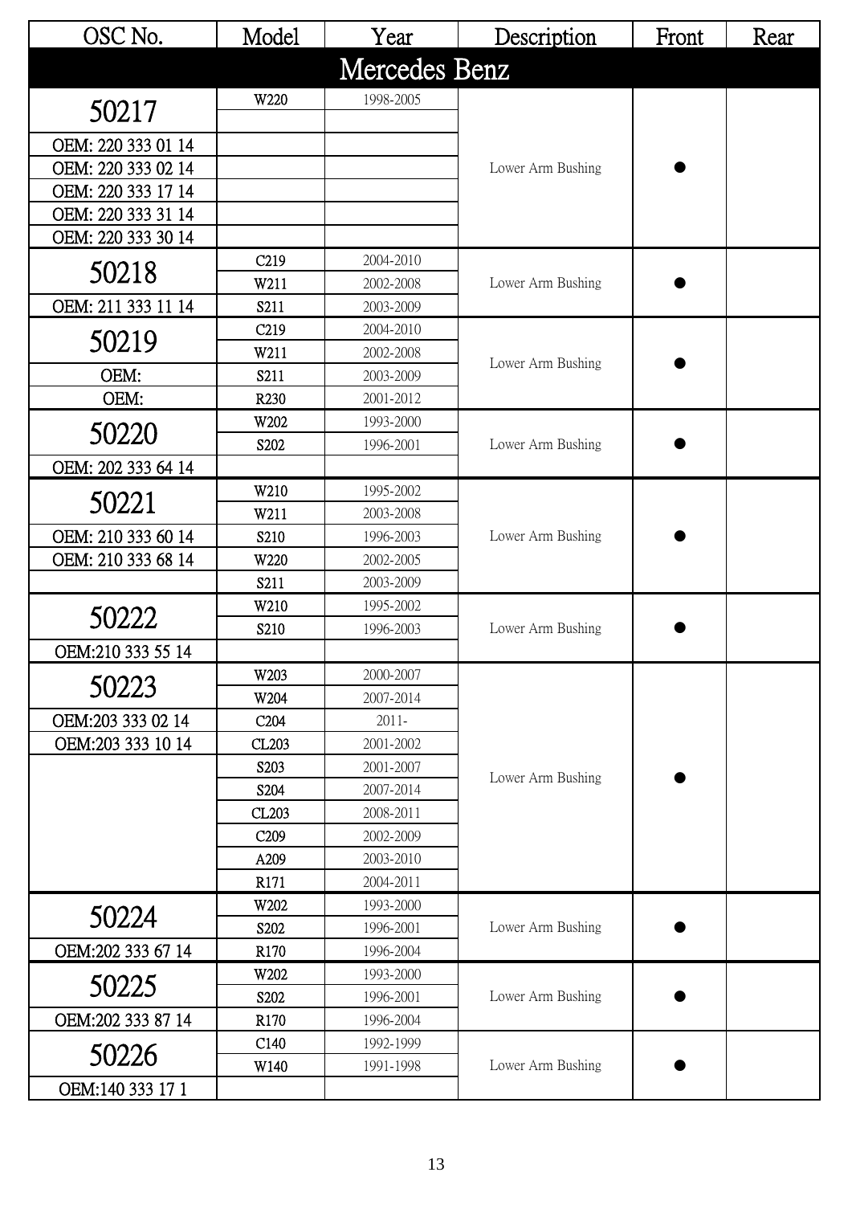| OSC No. | Model | Year | Description | Front | Rear |
|---|---|---|---|---|---|
| **Mercedes Benz** | | | | | |
| 50217 | W220 | 1998-2005 | Lower Arm Bushing | ● | |
| | | | | | |
| OEM: 220 333 01 14 | | | | | |
| OEM: 220 333 02 14 | | | | | |
| OEM: 220 333 17 14 | | | | | |
| OEM: 220 333 31 14 | | | | | |
| OEM: 220 333 30 14 | | | | | |
| 50218 | C219 | 2004-2010 | Lower Arm Bushing | ● | |
| | W211 | 2002-2008 | | | |
| OEM: 211 333 11 14 | S211 | 2003-2009 | | | |
| 50219 | C219 | 2004-2010 | Lower Arm Bushing | ● | |
| | W211 | 2002-2008 | | | |
| OEM: | S211 | 2003-2009 | | | |
| OEM: | R230 | 2001-2012 | | | |
| 50220 | W202 | 1993-2000 | Lower Arm Bushing | ● | |
| | S202 | 1996-2001 | | | |
| OEM: 202 333 64 14 | | | | | |
| 50221 | W210 | 1995-2002 | Lower Arm Bushing | ● | |
| | W211 | 2003-2008 | | | |
| OEM: 210 333 60 14 | S210 | 1996-2003 | | | |
| OEM: 210 333 68 14 | W220 | 2002-2005 | | | |
| | S211 | 2003-2009 | | | |
| 50222 | W210 | 1995-2002 | Lower Arm Bushing | ● | |
| | S210 | 1996-2003 | | | |
| OEM:210 333 55 14 | | | | | |
| 50223 | W203 | 2000-2007 | Lower Arm Bushing | ● | |
| | W204 | 2007-2014 | | | |
| OEM:203 333 02 14 | C204 | 2011- | | | |
| OEM:203 333 10 14 | CL203 | 2001-2002 | | | |
| | S203 | 2001-2007 | | | |
| | S204 | 2007-2014 | | | |
| | CL203 | 2008-2011 | | | |
| | C209 | 2002-2009 | | | |
| | A209 | 2003-2010 | | | |
| | R171 | 2004-2011 | | | |
| 50224 | W202 | 1993-2000 | Lower Arm Bushing | ● | |
| | S202 | 1996-2001 | | | |
| OEM:202 333 67 14 | R170 | 1996-2004 | | | |
| 50225 | W202 | 1993-2000 | Lower Arm Bushing | ● | |
| | S202 | 1996-2001 | | | |
| OEM:202 333 87 14 | R170 | 1996-2004 | | | |
| 50226 | C140 | 1992-1999 | Lower Arm Bushing | ● | |
| | W140 | 1991-1998 | | | |
| OEM:140 333 17 1 | | | | | |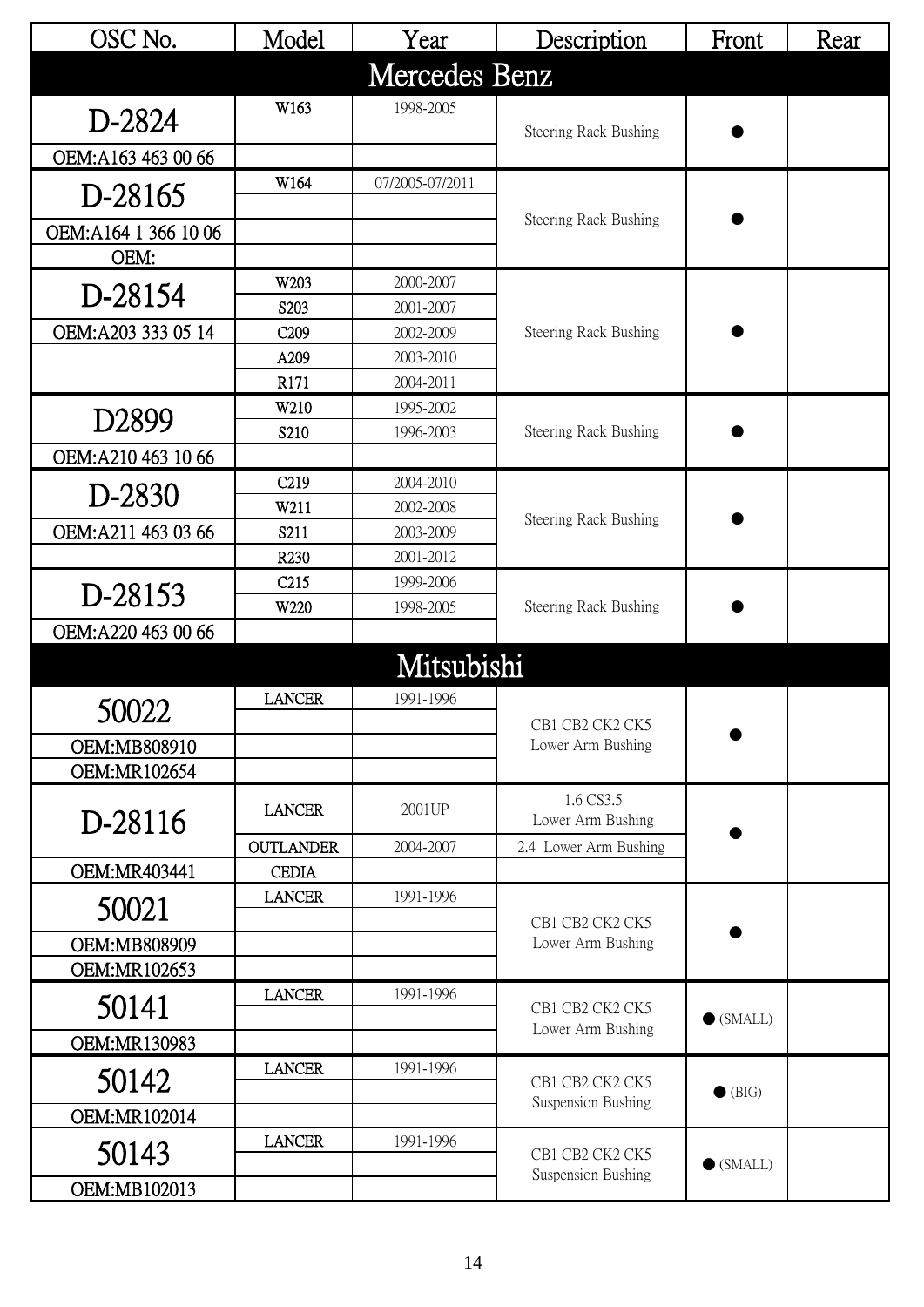| OSC No. | Model | Year | Description | Front | Rear |
|---|---|---|---|---|---|
| **Mercedes Benz** | | | | | |
| D-2824 | W163 | 1998-2005 | Steering Rack Bushing | ● | |
| | | | | | |
| OEM:A163 463 00 66 | | | | | |
| D-28165 | W164 | 07/2005-07/2011 | Steering Rack Bushing | ● | |
| | | | | | |
| OEM:A164 1 366 10 06 | | | | | |
| OEM: | | | | | |
| D-28154 | W203 | 2000-2007 | Steering Rack Bushing | ● | |
| | S203 | 2001-2007 | | | |
| OEM:A203 333 05 14 | C209 | 2002-2009 | | | |
| | A209 | 2003-2010 | | | |
| | R171 | 2004-2011 | | | |
| D2899 | W210 | 1995-2002 | Steering Rack Bushing | ● | |
| | S210 | 1996-2003 | | | |
| OEM:A210 463 10 66 | | | | | |
| D-2830 | C219 | 2004-2010 | Steering Rack Bushing | ● | |
| | W211 | 2002-2008 | | | |
| OEM:A211 463 03 66 | S211 | 2003-2009 | | | |
| | R230 | 2001-2012 | | | |
| D-28153 | C215 | 1999-2006 | Steering Rack Bushing | ● | |
| | W220 | 1998-2005 | | | |
| OEM:A220 463 00 66 | | | | | |
| **Mitsubishi** | | | | | |
| 50022 | LANCER | 1991-1996 | CB1 CB2 CK2 CK5 Lower Arm Bushing | ● | |
| | | | | | |
| OEM:MB808910 | | | | | |
| OEM:MR102654 | | | | | |
| D-28116 | LANCER | 2001UP | 1.6 CS3.5 Lower Arm Bushing | ● | |
| | OUTLANDER | 2004-2007 | 2.4 Lower Arm Bushing | | |
| OEM:MR403441 | CEDIA | | | | |
| 50021 | LANCER | 1991-1996 | CB1 CB2 CK2 CK5 Lower Arm Bushing | ● | |
| | | | | | |
| OEM:MB808909 | | | | | |
| OEM:MR102653 | | | | | |
| 50141 | LANCER | 1991-1996 | CB1 CB2 CK2 CK5 Lower Arm Bushing | ● (SMALL) | |
| | | | | | |
| OEM:MR130983 | | | | | |
| 50142 | LANCER | 1991-1996 | CB1 CB2 CK2 CK5 Suspension Bushing | ● (BIG) | |
| | | | | | |
| OEM:MR102014 | | | | | |
| 50143 | LANCER | 1991-1996 | CB1 CB2 CK2 CK5 Suspension Bushing | ● (SMALL) | |
| | | | | | |
| OEM:MB102013 | | | | | |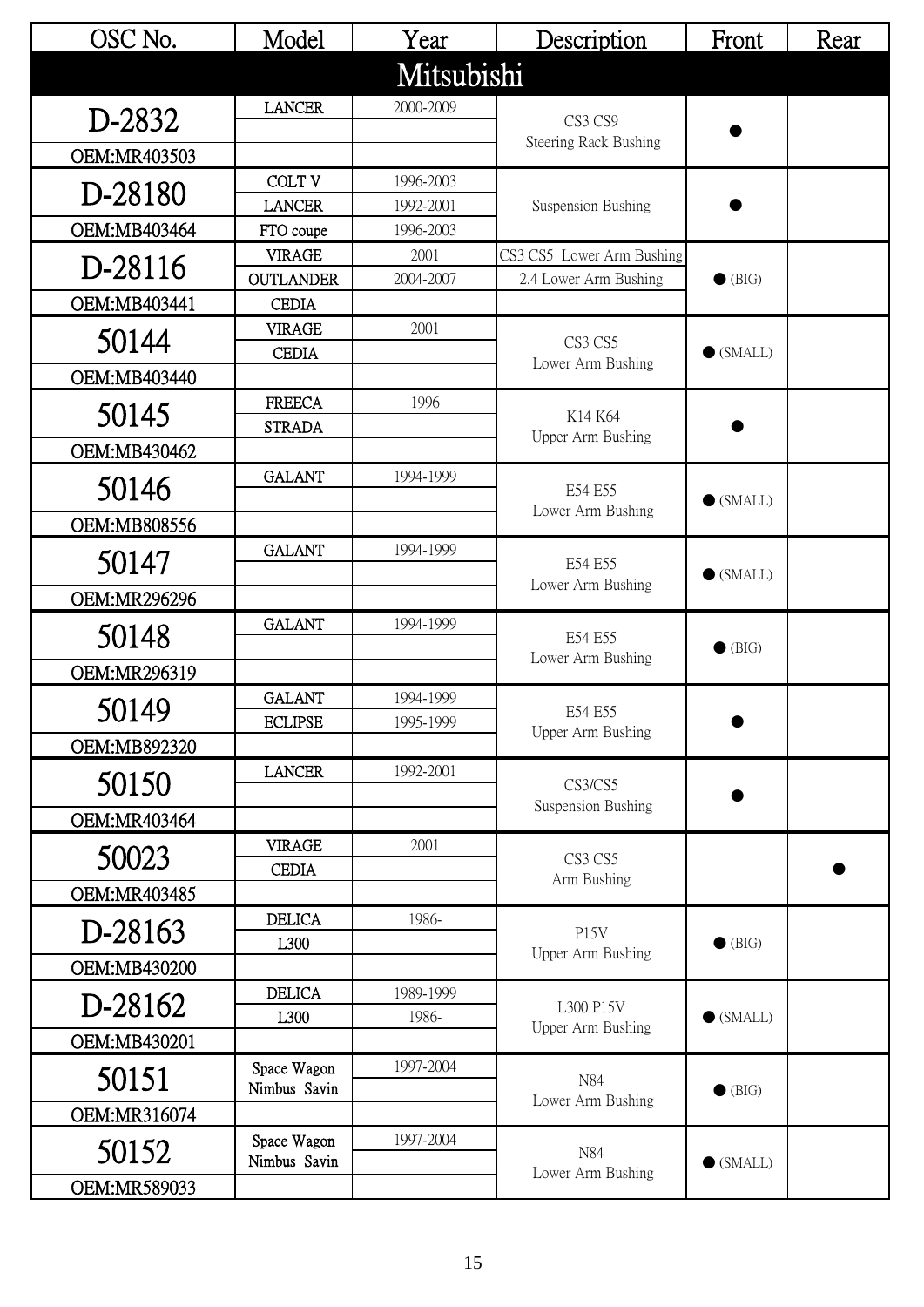| OSC No. | Model | Year | Description | Front | Rear |
|---|---|---|---|---|---|
| **Mitsubishi** | | | | | |
| D-2832 | LANCER | 2000-2009 | CS3 CS9 Steering Rack Bushing | ● | |
| OEM:MR403503 | | | | | |
| D-28180 | COLT V | 1996-2003 | Suspension Bushing | ● | |
| | LANCER | 1992-2001 | | | |
| OEM:MB403464 | FTO coupe | 1996-2003 | | | |
| D-28116 | VIRAGE | 2001 | CS3 CS5 Lower Arm Bushing | ● (BIG) | |
| | OUTLANDER | 2004-2007 | 2.4 Lower Arm Bushing | | |
| OEM:MB403441 | CEDIA | | | | |
| 50144 | VIRAGE | 2001 | CS3 CS5 Lower Arm Bushing | ● (SMALL) | |
| | CEDIA | | | | |
| OEM:MB403440 | | | | | |
| 50145 | FREECA | 1996 | K14 K64 Upper Arm Bushing | ● | |
| | STRADA | | | | |
| OEM:MB430462 | | | | | |
| 50146 | GALANT | 1994-1999 | E54 E55 Lower Arm Bushing | ● (SMALL) | |
| OEM:MB808556 | | | | | |
| 50147 | GALANT | 1994-1999 | E54 E55 Lower Arm Bushing | ● (SMALL) | |
| OEM:MR296296 | | | | | |
| 50148 | GALANT | 1994-1999 | E54 E55 Lower Arm Bushing | ● (BIG) | |
| OEM:MR296319 | | | | | |
| 50149 | GALANT | 1994-1999 | E54 E55 Upper Arm Bushing | ● | |
| | ECLIPSE | 1995-1999 | | | |
| OEM:MB892320 | | | | | |
| 50150 | LANCER | 1992-2001 | CS3/CS5 Suspension Bushing | ● | |
| OEM:MR403464 | | | | | |
| 50023 | VIRAGE | 2001 | CS3 CS5 Arm Bushing | | ● |
| | CEDIA | | | | |
| OEM:MR403485 | | | | | |
| D-28163 | DELICA | 1986- | P15V Upper Arm Bushing | ● (BIG) | |
| | L300 | | | | |
| OEM:MB430200 | | | | | |
| D-28162 | DELICA | 1989-1999 | L300 P15V Upper Arm Bushing | ● (SMALL) | |
| | L300 | 1986- | | | |
| OEM:MB430201 | | | | | |
| 50151 | Space Wagon Nimbus Savin | 1997-2004 | N84 Lower Arm Bushing | ● (BIG) | |
| OEM:MR316074 | | | | | |
| 50152 | Space Wagon Nimbus Savin | 1997-2004 | N84 Lower Arm Bushing | ● (SMALL) | |
| OEM:MR589033 | | | | | |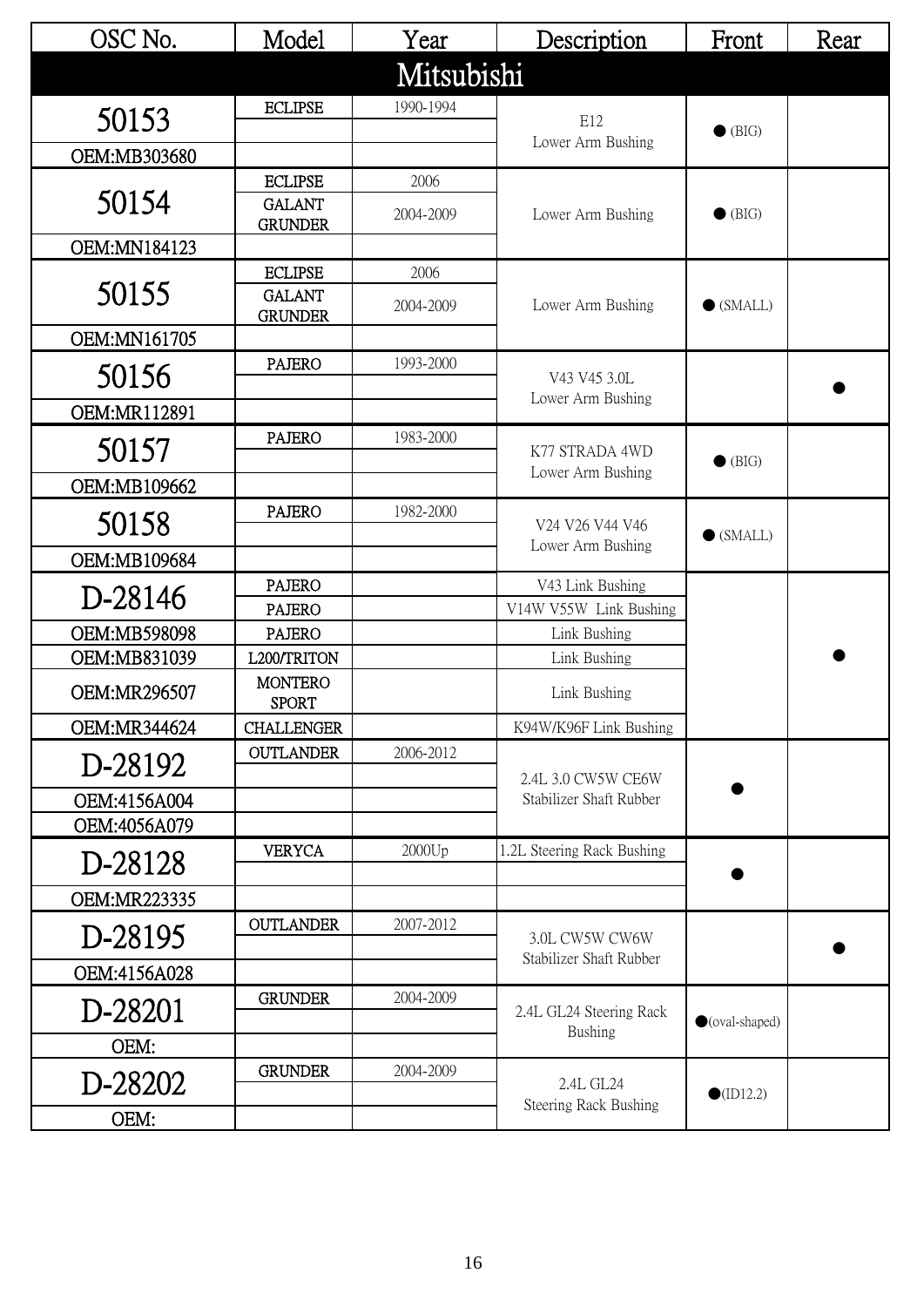| OSC No. | Model | Year | Description | Front | Rear |
|---|---|---|---|---|---|
| **Mitsubishi** | | | | | |
| 50153 | ECLIPSE | 1990-1994 | E12 Lower Arm Bushing | ● (BIG) | |
| OEM:MB303680 | | | | | |
| 50154 | ECLIPSE | 2006 | Lower Arm Bushing | ● (BIG) | |
| | GALANT GRUNDER | 2004-2009 | | | |
| OEM:MN184123 | | | | | |
| 50155 | ECLIPSE | 2006 | Lower Arm Bushing | ● (SMALL) | |
| | GALANT GRUNDER | 2004-2009 | | | |
| OEM:MN161705 | | | | | |
| 50156 | PAJERO | 1993-2000 | V43 V45 3.0L Lower Arm Bushing | | ● |
| OEM:MR112891 | | | | | |
| 50157 | PAJERO | 1983-2000 | K77 STRADA 4WD Lower Arm Bushing | ● (BIG) | |
| OEM:MB109662 | | | | | |
| 50158 | PAJERO | 1982-2000 | V24 V26 V44 V46 Lower Arm Bushing | ● (SMALL) | |
| OEM:MB109684 | | | | | |
| D-28146 | PAJERO | | V43 Link Bushing | | ● |
| | PAJERO | | V14W V55W Link Bushing | | |
| OEM:MB598098 | PAJERO | | Link Bushing | | |
| OEM:MB831039 | L200/TRITON | | Link Bushing | | |
| OEM:MR296507 | MONTERO SPORT | | Link Bushing | | |
| OEM:MR344624 | CHALLENGER | | K94W/K96F Link Bushing | | |
| D-28192 | OUTLANDER | 2006-2012 | 2.4L 3.0 CW5W CE6W Stabilizer Shaft Rubber | ● | |
| OEM:4156A004 | | | | | |
| OEM:4056A079 | | | | | |
| D-28128 | VERYCA | 2000Up | 1.2L Steering Rack Bushing | ● | |
| OEM:MR223335 | | | | | |
| D-28195 | OUTLANDER | 2007-2012 | 3.0L CW5W CW6W Stabilizer Shaft Rubber | | ● |
| OEM:4156A028 | | | | | |
| D-28201 | GRUNDER | 2004-2009 | 2.4L GL24 Steering Rack Bushing | ●(oval-shaped) | |
| OEM: | | | | | |
| D-28202 | GRUNDER | 2004-2009 | 2.4L GL24 Steering Rack Bushing | ●(ID12.2) | |
| OEM: | | | | | |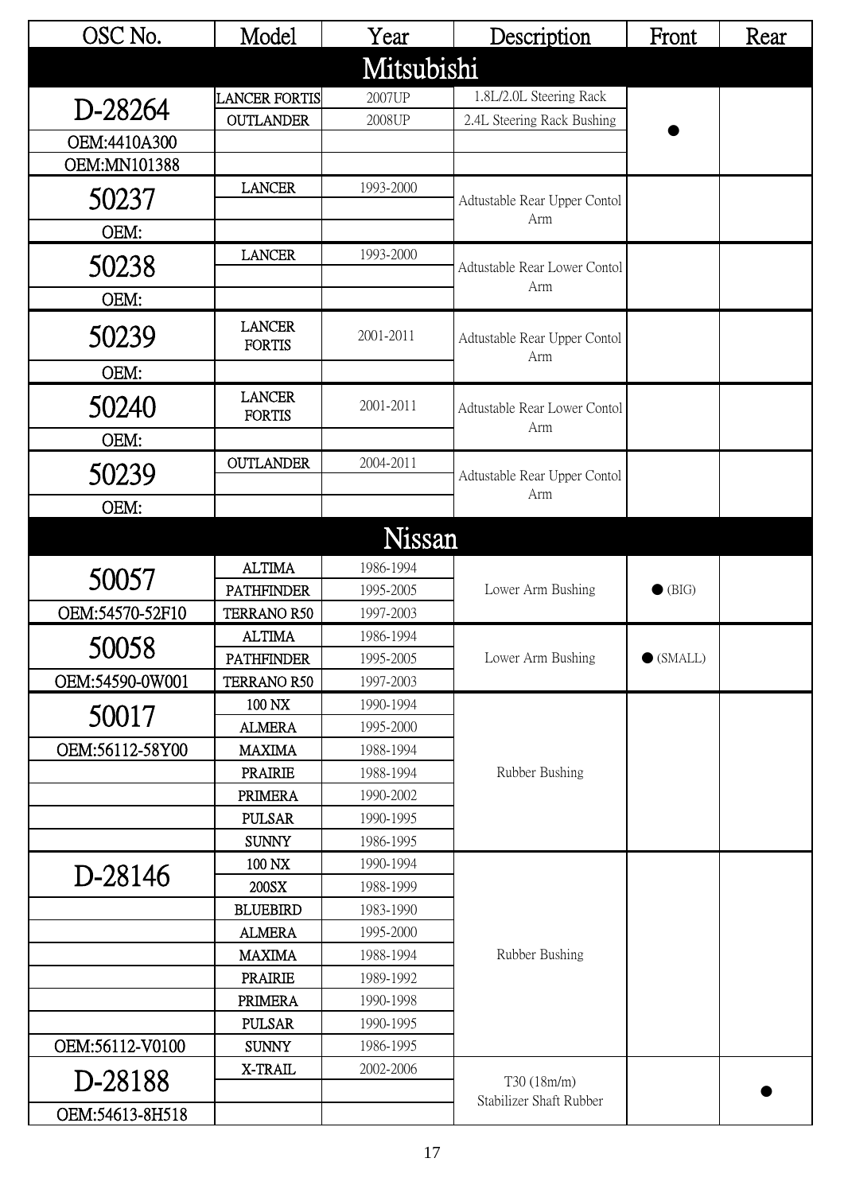| OSC No. | Model | Year | Description | Front | Rear |
|---|---|---|---|---|---|
| **Mitsubishi** | | | | | |
| D-28264 | LANCER FORTIS | 2007UP | 1.8L/2.0L Steering Rack | ● | |
| | OUTLANDER | 2008UP | 2.4L Steering Rack Bushing | | |
| OEM:4410A300 | | | | | |
| OEM:MN101388 | | | | | |
| 50237 | LANCER | 1993-2000 | Adtustable Rear Upper Contol Arm | | |
| OEM: | | | | | |
| 50238 | LANCER | 1993-2000 | Adtustable Rear Lower Contol Arm | | |
| OEM: | | | | | |
| 50239 | LANCER FORTIS | 2001-2011 | Adtustable Rear Upper Contol Arm | | |
| OEM: | | | | | |
| 50240 | LANCER FORTIS | 2001-2011 | Adtustable Rear Lower Contol Arm | | |
| OEM: | | | | | |
| 50239 | OUTLANDER | 2004-2011 | Adtustable Rear Upper Contol Arm | | |
| OEM: | | | | | |
| **Nissan** | | | | | |
| 50057 | ALTIMA | 1986-1994 | Lower Arm Bushing | ● (BIG) | |
| | PATHFINDER | 1995-2005 | | | |
| OEM:54570-52F10 | TERRANO R50 | 1997-2003 | | | |
| 50058 | ALTIMA | 1986-1994 | Lower Arm Bushing | ● (SMALL) | |
| | PATHFINDER | 1995-2005 | | | |
| OEM:54590-0W001 | TERRANO R50 | 1997-2003 | | | |
| 50017 | 100 NX | 1990-1994 | Rubber Bushing | | |
| | ALMERA | 1995-2000 | | | |
| OEM:56112-58Y00 | MAXIMA | 1988-1994 | | | |
| | PRAIRIE | 1988-1994 | | | |
| | PRIMERA | 1990-2002 | | | |
| | PULSAR | 1990-1995 | | | |
| | SUNNY | 1986-1995 | | | |
| D-28146 | 100 NX | 1990-1994 | Rubber Bushing | | |
| | 200SX | 1988-1999 | | | |
| | BLUEBIRD | 1983-1990 | | | |
| | ALMERA | 1995-2000 | | | |
| | MAXIMA | 1988-1994 | | | |
| | PRAIRIE | 1989-1992 | | | |
| | PRIMERA | 1990-1998 | | | |
| | PULSAR | 1990-1995 | | | |
| OEM:56112-V0100 | SUNNY | 1986-1995 | | | |
| D-28188 | X-TRAIL | 2002-2006 | T30 (18m/m) Stabilizer Shaft Rubber | | ● |
| OEM:54613-8H518 | | | | | |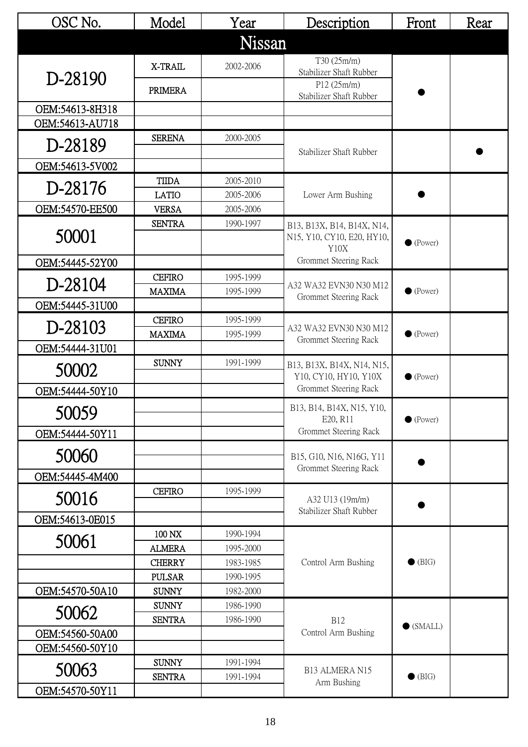| OSC No. | Model | Year | Description | Front | Rear |
|---|---|---|---|---|---|
| **Nissan** | | | | | |
| D-28190 | X-TRAIL | 2002-2006 | T30 (25m/m) Stabilizer Shaft Rubber | ● | |
| | PRIMERA | | P12 (25m/m) Stabilizer Shaft Rubber | | |
| OEM:54613-8H318 | | | | | |
| OEM:54613-AU718 | | | | | |
| D-28189 | SERENA | 2000-2005 | Stabilizer Shaft Rubber | | ● |
| | | | | | |
| OEM:54613-5V002 | | | | | |
| D-28176 | TIIDA | 2005-2010 | Lower Arm Bushing | ● | |
| | LATIO | 2005-2006 | | | |
| OEM:54570-EE500 | VERSA | 2005-2006 | | | |
| 50001 | SENTRA | 1990-1997 | B13, B13X, B14, B14X, N14, N15, Y10, CY10, E20, HY10, Y10X Grommet Steering Rack | ● (Power) | |
| | | | | | |
| OEM:54445-52Y00 | | | | | |
| D-28104 | CEFIRO | 1995-1999 | A32 WA32 EVN30 N30 M12 Grommet Steering Rack | ● (Power) | |
| | MAXIMA | 1995-1999 | | | |
| OEM:54445-31U00 | | | | | |
| D-28103 | CEFIRO | 1995-1999 | A32 WA32 EVN30 N30 M12 Grommet Steering Rack | ● (Power) | |
| | MAXIMA | 1995-1999 | | | |
| OEM:54444-31U01 | | | | | |
| 50002 | SUNNY | 1991-1999 | B13, B13X, B14X, N14, N15, Y10, CY10, HY10, Y10X Grommet Steering Rack | ● (Power) | |
| | | | | | |
| OEM:54444-50Y10 | | | | | |
| 50059 | | | B13, B14, B14X, N15, Y10, E20, R11 Grommet Steering Rack | ● (Power) | |
| | | | | | |
| OEM:54444-50Y11 | | | | | |
| 50060 | | | B15, G10, N16, N16G, Y11 Grommet Steering Rack | ● | |
| | | | | | |
| OEM:54445-4M400 | | | | | |
| 50016 | CEFIRO | 1995-1999 | A32 U13 (19m/m) Stabilizer Shaft Rubber | ● | |
| | | | | | |
| OEM:54613-0E015 | | | | | |
| 50061 | 100 NX | 1990-1994 | Control Arm Bushing | ● (BIG) | |
| | ALMERA | 1995-2000 | | | |
| | CHERRY | 1983-1985 | | | |
| | PULSAR | 1990-1995 | | | |
| OEM:54570-50A10 | SUNNY | 1982-2000 | | | |
| 50062 | SUNNY | 1986-1990 | B12 Control Arm Bushing | ● (SMALL) | |
| | SENTRA | 1986-1990 | | | |
| OEM:54560-50A00 | | | | | |
| OEM:54560-50Y10 | | | | | |
| 50063 | SUNNY | 1991-1994 | B13 ALMERA N15 Arm Bushing | ● (BIG) | |
| | SENTRA | 1991-1994 | | | |
| OEM:54570-50Y11 | | | | | |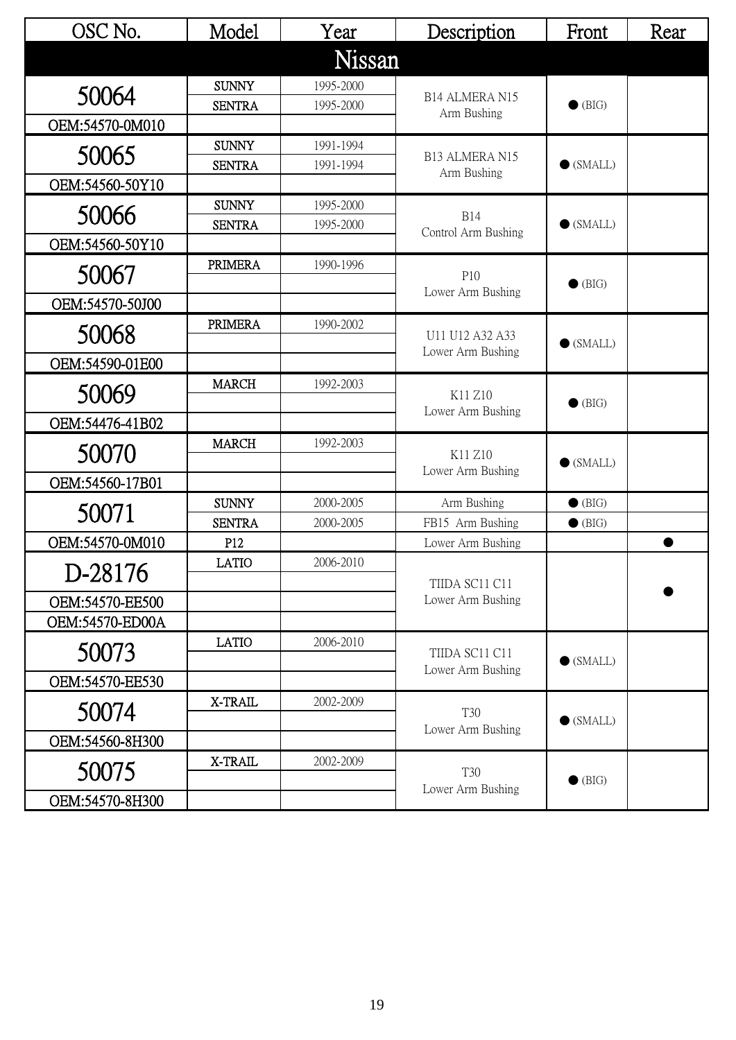| OSC No. | Model | Year | Description | Front | Rear |
| --- | --- | --- | --- | --- | --- |
| **Nissan** | | | | | |
| 50064 | SUNNY | 1995-2000 | B14 ALMERA N15 Arm Bushing | ● (BIG) | |
| | SENTRA | 1995-2000 | | | |
| OEM:54570-0M010 | | | | | |
| 50065 | SUNNY | 1991-1994 | B13 ALMERA N15 Arm Bushing | ● (SMALL) | |
| | SENTRA | 1991-1994 | | | |
| OEM:54560-50Y10 | | | | | |
| 50066 | SUNNY | 1995-2000 | B14 Control Arm Bushing | ● (SMALL) | |
| | SENTRA | 1995-2000 | | | |
| OEM:54560-50Y10 | | | | | |
| 50067 | PRIMERA | 1990-1996 | P10 Lower Arm Bushing | ● (BIG) | |
| OEM:54570-50J00 | | | | | |
| 50068 | PRIMERA | 1990-2002 | U11 U12 A32 A33 Lower Arm Bushing | ● (SMALL) | |
| OEM:54590-01E00 | | | | | |
| 50069 | MARCH | 1992-2003 | K11 Z10 Lower Arm Bushing | ● (BIG) | |
| OEM:54476-41B02 | | | | | |
| 50070 | MARCH | 1992-2003 | K11 Z10 Lower Arm Bushing | ● (SMALL) | |
| OEM:54560-17B01 | | | | | |
| 50071 | SUNNY | 2000-2005 | Arm Bushing | ● (BIG) | |
| | SENTRA | 2000-2005 | FB15 Arm Bushing | ● (BIG) | |
| OEM:54570-0M010 | P12 | | Lower Arm Bushing | | ● |
| D-28176 | LATIO | 2006-2010 | TIIDA SC11 C11 Lower Arm Bushing | | ● |
| OEM:54570-EE500 | | | | | |
| OEM:54570-ED00A | | | | | |
| 50073 | LATIO | 2006-2010 | TIIDA SC11 C11 Lower Arm Bushing | ● (SMALL) | |
| OEM:54570-EE530 | | | | | |
| 50074 | X-TRAIL | 2002-2009 | T30 Lower Arm Bushing | ● (SMALL) | |
| OEM:54560-8H300 | | | | | |
| 50075 | X-TRAIL | 2002-2009 | T30 Lower Arm Bushing | ● (BIG) | |
| OEM:54570-8H300 | | | | | |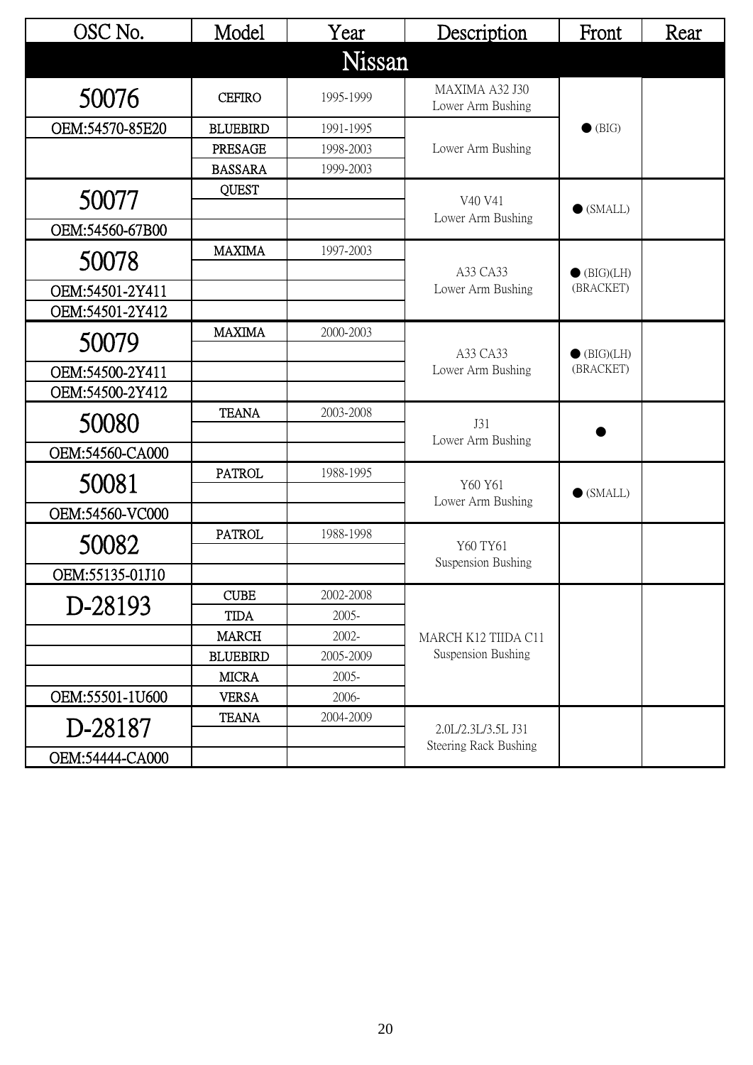| OSC No. | Model | Year | Description | Front | Rear |
|---|---|---|---|---|---|
| **Nissan** | | | | | |
| 50076 | CEFIRO | 1995-1999 | MAXIMA A32 J30 Lower Arm Bushing | ● (BIG) | |
| OEM:54570-85E20 | BLUEBIRD | 1991-1995 | Lower Arm Bushing | | |
| | PRESAGE | 1998-2003 | | | |
| | BASSARA | 1999-2003 | | | |
| 50077 | QUEST | | V40 V41 Lower Arm Bushing | ● (SMALL) | |
| | | | | | |
| OEM:54560-67B00 | | | | | |
| 50078 | MAXIMA | 1997-2003 | A33 CA33 Lower Arm Bushing | ● (BIG)(LH) (BRACKET) | |
| | | | | | |
| OEM:54501-2Y411 | | | | | |
| OEM:54501-2Y412 | | | | | |
| 50079 | MAXIMA | 2000-2003 | A33 CA33 Lower Arm Bushing | ● (BIG)(LH) (BRACKET) | |
| | | | | | |
| OEM:54500-2Y411 | | | | | |
| OEM:54500-2Y412 | | | | | |
| 50080 | TEANA | 2003-2008 | J31 Lower Arm Bushing | ● | |
| | | | | | |
| OEM:54560-CA000 | | | | | |
| 50081 | PATROL | 1988-1995 | Y60 Y61 Lower Arm Bushing | ● (SMALL) | |
| | | | | | |
| OEM:54560-VC000 | | | | | |
| 50082 | PATROL | 1988-1998 | Y60 TY61 Suspension Bushing | | |
| | | | | | |
| OEM:55135-01J10 | | | | | |
| D-28193 | CUBE | 2002-2008 | MARCH K12 TIIDA C11 Suspension Bushing | | |
| | TIDA | 2005- | | | |
| | MARCH | 2002- | | | |
| | BLUEBIRD | 2005-2009 | | | |
| | MICRA | 2005- | | | |
| OEM:55501-1U600 | VERSA | 2006- | | | |
| D-28187 | TEANA | 2004-2009 | 2.0L/2.3L/3.5L J31 Steering Rack Bushing | | |
| | | | | | |
| OEM:54444-CA000 | | | | | |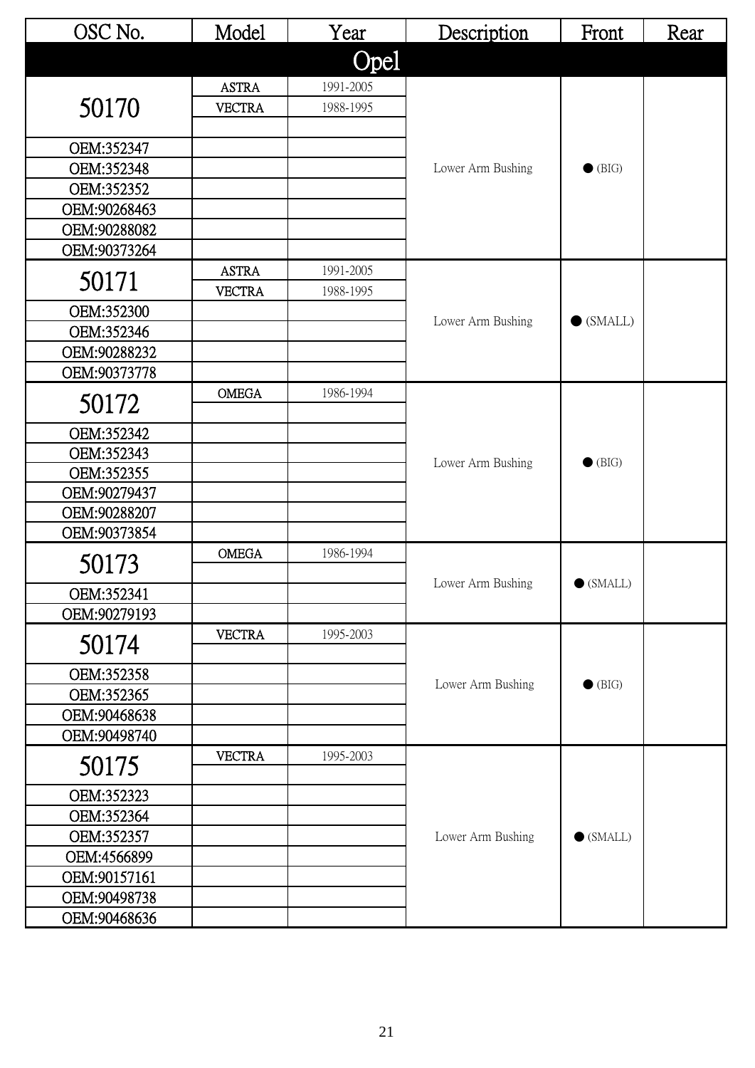| OSC No. | Model | Year | Description | Front | Rear |
|---|---|---|---|---|---|
| **Opel** | | | | | |
| 50170 | ASTRA | 1991-2005 | Lower Arm Bushing | ● (BIG) | |
| | VECTRA | 1988-1995 | | | |
| OEM:352347 | | | | | |
| OEM:352348 | | | | | |
| OEM:352352 | | | | | |
| OEM:90268463 | | | | | |
| OEM:90288082 | | | | | |
| OEM:90373264 | | | | | |
| 50171 | ASTRA | 1991-2005 | Lower Arm Bushing | ● (SMALL) | |
| | VECTRA | 1988-1995 | | | |
| OEM:352300 | | | | | |
| OEM:352346 | | | | | |
| OEM:90288232 | | | | | |
| OEM:90373778 | | | | | |
| 50172 | OMEGA | 1986-1994 | Lower Arm Bushing | ● (BIG) | |
| OEM:352342 | | | | | |
| OEM:352343 | | | | | |
| OEM:352355 | | | | | |
| OEM:90279437 | | | | | |
| OEM:90288207 | | | | | |
| OEM:90373854 | | | | | |
| 50173 | OMEGA | 1986-1994 | Lower Arm Bushing | ● (SMALL) | |
| OEM:352341 | | | | | |
| OEM:90279193 | | | | | |
| 50174 | VECTRA | 1995-2003 | Lower Arm Bushing | ● (BIG) | |
| OEM:352358 | | | | | |
| OEM:352365 | | | | | |
| OEM:90468638 | | | | | |
| OEM:90498740 | | | | | |
| 50175 | VECTRA | 1995-2003 | Lower Arm Bushing | ● (SMALL) | |
| OEM:352323 | | | | | |
| OEM:352364 | | | | | |
| OEM:352357 | | | | | |
| OEM:4566899 | | | | | |
| OEM:90157161 | | | | | |
| OEM:90498738 | | | | | |
| OEM:90468636 | | | | | |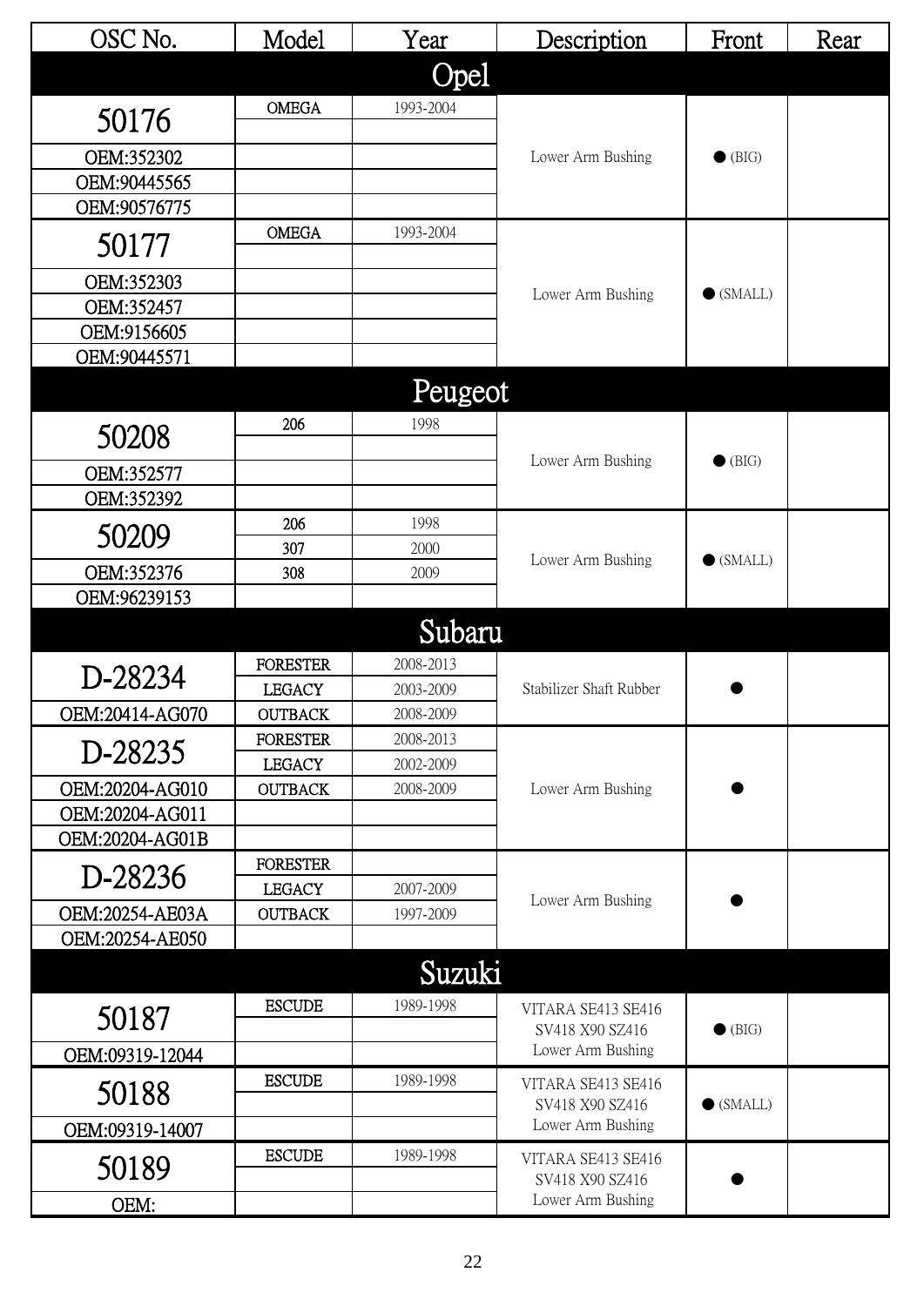| OSC No. | Model | Year | Description | Front | Rear |
|---|---|---|---|---|---|
| **Opel** | | | | | |
| 50176 | OMEGA | 1993-2004 | Lower Arm Bushing | ● (BIG) | |
| OEM:352302 | | | | | |
| OEM:90445565 | | | | | |
| OEM:90576775 | | | | | |
| 50177 | OMEGA | 1993-2004 | Lower Arm Bushing | ● (SMALL) | |
| OEM:352303 | | | | | |
| OEM:352457 | | | | | |
| OEM:9156605 | | | | | |
| OEM:90445571 | | | | | |
| **Peugeot** | | | | | |
| 50208 | 206 | 1998 | Lower Arm Bushing | ● (BIG) | |
| OEM:352577 | | | | | |
| OEM:352392 | | | | | |
| 50209 | 206 | 1998 | Lower Arm Bushing | ● (SMALL) | |
| | 307 | 2000 | | | |
| OEM:352376 | 308 | 2009 | | | |
| OEM:96239153 | | | | | |
| **Subaru** | | | | | |
| D-28234 | FORESTER | 2008-2013 | Stabilizer Shaft Rubber | ● | |
| | LEGACY | 2003-2009 | | | |
| OEM:20414-AG070 | OUTBACK | 2008-2009 | | | |
| D-28235 | FORESTER | 2008-2013 | Lower Arm Bushing | ● | |
| | LEGACY | 2002-2009 | | | |
| OEM:20204-AG010 | OUTBACK | 2008-2009 | | | |
| OEM:20204-AG011 | | | | | |
| OEM:20204-AG01B | | | | | |
| D-28236 | FORESTER | | Lower Arm Bushing | ● | |
| | LEGACY | 2007-2009 | | | |
| OEM:20254-AE03A | OUTBACK | 1997-2009 | | | |
| OEM:20254-AE050 | | | | | |
| **Suzuki** | | | | | |
| 50187 | ESCUDE | 1989-1998 | VITARA SE413 SE416 SV418 X90 SZ416 Lower Arm Bushing | ● (BIG) | |
| OEM:09319-12044 | | | | | |
| 50188 | ESCUDE | 1989-1998 | VITARA SE413 SE416 SV418 X90 SZ416 Lower Arm Bushing | ● (SMALL) | |
| OEM:09319-14007 | | | | | |
| 50189 | ESCUDE | 1989-1998 | VITARA SE413 SE416 SV418 X90 SZ416 Lower Arm Bushing | ● | |
| OEM: | | | | | |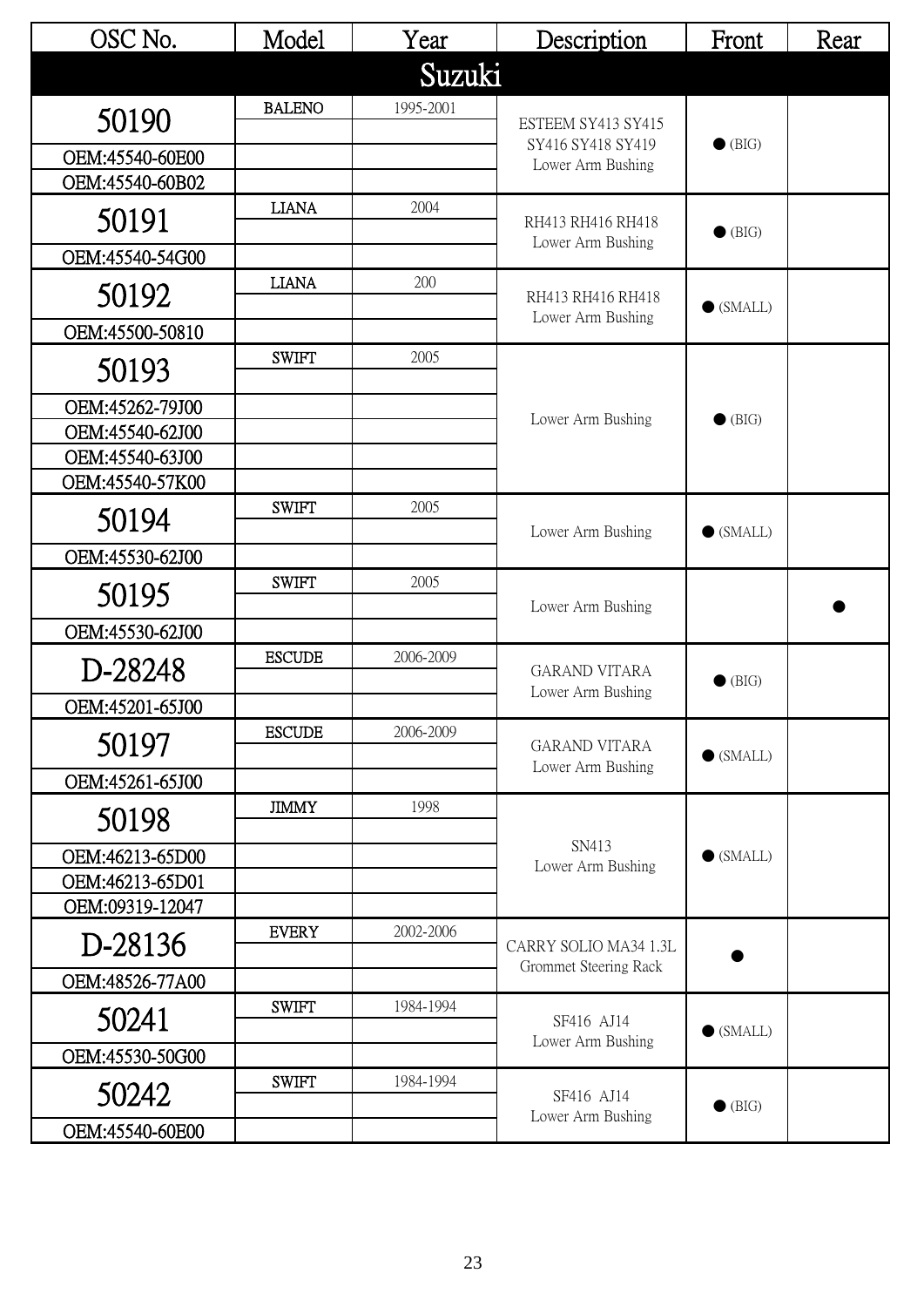| OSC No. | Model | Year | Description | Front | Rear |
|---|---|---|---|---|---|
| **Suzuki** | | | | | |
| 50190 | BALENO | 1995-2001 | ESTEEM SY413 SY415 SY416 SY418 SY419 Lower Arm Bushing | ● (BIG) | |
| OEM:45540-60E00 | | | | | |
| OEM:45540-60B02 | | | | | |
| 50191 | LIANA | 2004 | RH413 RH416 RH418 Lower Arm Bushing | ● (BIG) | |
| OEM:45540-54G00 | | | | | |
| 50192 | LIANA | 200 | RH413 RH416 RH418 Lower Arm Bushing | ● (SMALL) | |
| OEM:45500-50810 | | | | | |
| 50193 | SWIFT | 2005 | Lower Arm Bushing | ● (BIG) | |
| OEM:45262-79J00 | | | | | |
| OEM:45540-62J00 | | | | | |
| OEM:45540-63J00 | | | | | |
| OEM:45540-57K00 | | | | | |
| 50194 | SWIFT | 2005 | Lower Arm Bushing | ● (SMALL) | |
| OEM:45530-62J00 | | | | | |
| 50195 | SWIFT | 2005 | Lower Arm Bushing | | ● |
| OEM:45530-62J00 | | | | | |
| D-28248 | ESCUDE | 2006-2009 | GARAND VITARA Lower Arm Bushing | ● (BIG) | |
| OEM:45201-65J00 | | | | | |
| 50197 | ESCUDE | 2006-2009 | GARAND VITARA Lower Arm Bushing | ● (SMALL) | |
| OEM:45261-65J00 | | | | | |
| 50198 | JIMMY | 1998 | SN413 Lower Arm Bushing | ● (SMALL) | |
| OEM:46213-65D00 | | | | | |
| OEM:46213-65D01 | | | | | |
| OEM:09319-12047 | | | | | |
| D-28136 | EVERY | 2002-2006 | CARRY SOLIO MA34 1.3L Grommet Steering Rack | ● | |
| OEM:48526-77A00 | | | | | |
| 50241 | SWIFT | 1984-1994 | SF416 AJ14 Lower Arm Bushing | ● (SMALL) | |
| OEM:45530-50G00 | | | | | |
| 50242 | SWIFT | 1984-1994 | SF416 AJ14 Lower Arm Bushing | ● (BIG) | |
| OEM:45540-60E00 | | | | | |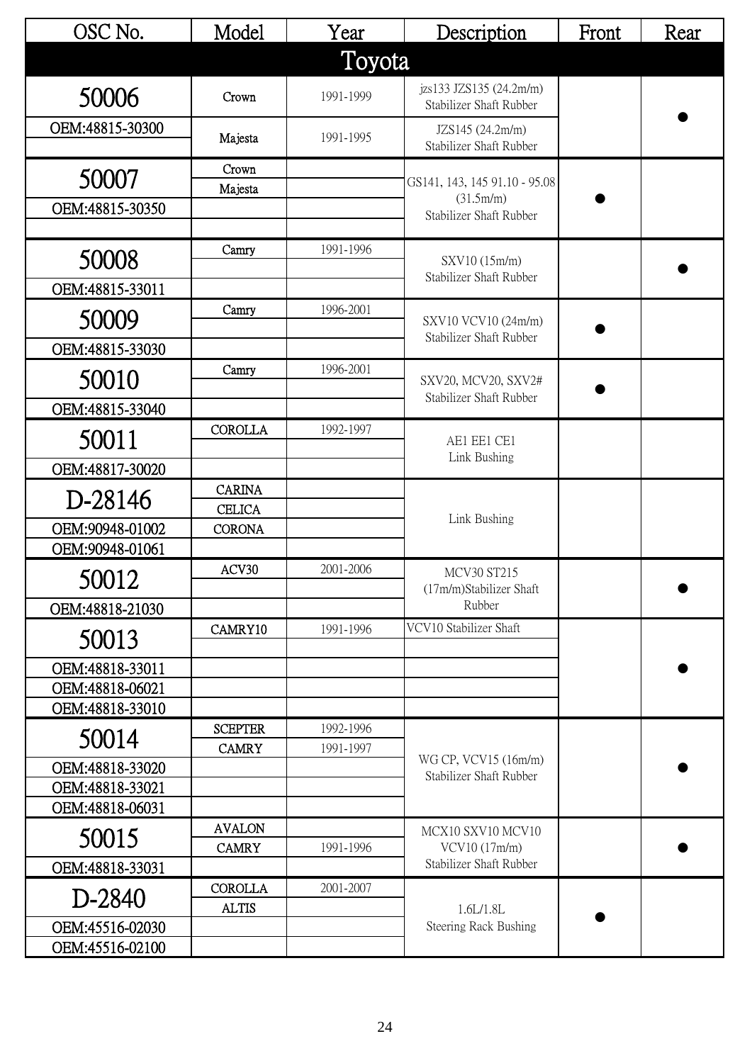| OSC No. | Model | Year | Description | Front | Rear |
|---|---|---|---|---|---|
| **Toyota** | | | | | |
| 50006 | Crown | 1991-1999 | jzs133 JZS135 (24.2m/m) Stabilizer Shaft Rubber | | ● |
| OEM:48815-30300 | Majesta | 1991-1995 | JZS145 (24.2m/m) Stabilizer Shaft Rubber | | |
| 50007 | Crown | | GS141, 143, 145 91.10 - 95.08 (31.5m/m) Stabilizer Shaft Rubber | ● | |
| | Majesta | | | | |
| OEM:48815-30350 | | | | | |
| 50008 | Camry | 1991-1996 | SXV10 (15m/m) Stabilizer Shaft Rubber | | ● |
| OEM:48815-33011 | | | | | |
| 50009 | Camry | 1996-2001 | SXV10 VCV10 (24m/m) Stabilizer Shaft Rubber | ● | |
| OEM:48815-33030 | | | | | |
| 50010 | Camry | 1996-2001 | SXV20, MCV20, SXV2# Stabilizer Shaft Rubber | ● | |
| OEM:48815-33040 | | | | | |
| 50011 | COROLLA | 1992-1997 | AE1 EE1 CE1 Link Bushing | | |
| OEM:48817-30020 | | | | | |
| D-28146 | CARINA | | Link Bushing | | |
| | CELICA | | | | |
| OEM:90948-01002 | CORONA | | | | |
| OEM:90948-01061 | | | | | |
| 50012 | ACV30 | 2001-2006 | MCV30 ST215 (17m/m)Stabilizer Shaft Rubber | | ● |
| OEM:48818-21030 | | | | | |
| 50013 | CAMRY10 | 1991-1996 | VCV10 Stabilizer Shaft | | ● |
| OEM:48818-33011 | | | | | |
| OEM:48818-06021 | | | | | |
| OEM:48818-33010 | | | | | |
| 50014 | SCEPTER | 1992-1996 | WG CP, VCV15 (16m/m) Stabilizer Shaft Rubber | | ● |
| | CAMRY | 1991-1997 | | | |
| OEM:48818-33020 | | | | | |
| OEM:48818-33021 | | | | | |
| OEM:48818-06031 | | | | | |
| 50015 | AVALON | | MCX10 SXV10 MCV10 VCV10 (17m/m) Stabilizer Shaft Rubber | | ● |
| | CAMRY | 1991-1996 | | | |
| OEM:48818-33031 | | | | | |
| D-2840 | COROLLA | 2001-2007 | 1.6L/1.8L Steering Rack Bushing | ● | |
| | ALTIS | | | | |
| OEM:45516-02030 | | | | | |
| OEM:45516-02100 | | | | | |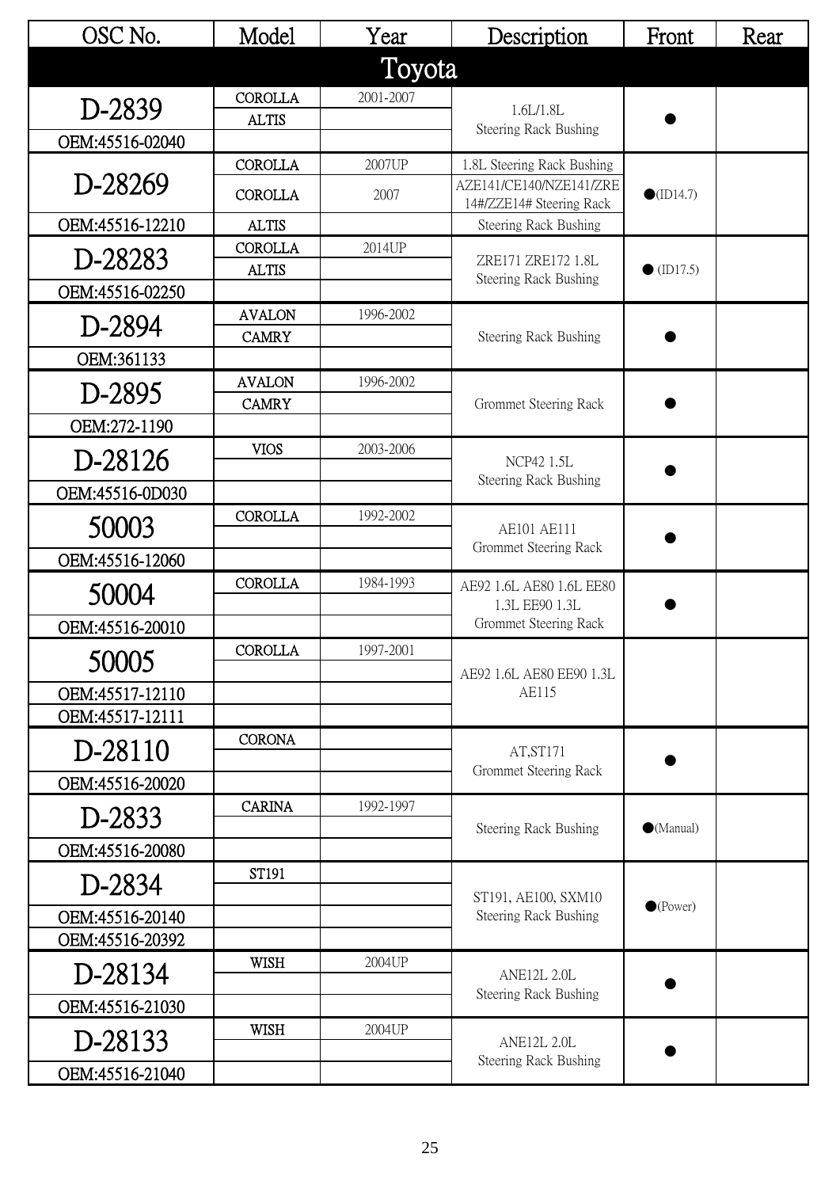| OSC No. | Model | Year | Description | Front | Rear |
|---|---|---|---|---|---|
| **Toyota** | | | | | |
| D-2839 | COROLLA | 2001-2007 | 1.6L/1.8L Steering Rack Bushing | ● | |
| | ALTIS | | | | |
| OEM:45516-02040 | | | | | |
| D-28269 | COROLLA | 2007UP | 1.8L Steering Rack Bushing | ●(ID14.7) | |
| | COROLLA | 2007 | AZE141/CE140/NZE141/ZRE14#/ZZE14# Steering Rack | | |
| OEM:45516-12210 | ALTIS | | Steering Rack Bushing | | |
| D-28283 | COROLLA | 2014UP | ZRE171 ZRE172 1.8L Steering Rack Bushing | ● (ID17.5) | |
| | ALTIS | | | | |
| OEM:45516-02250 | | | | | |
| D-2894 | AVALON | 1996-2002 | Steering Rack Bushing | ● | |
| | CAMRY | | | | |
| OEM:361133 | | | | | |
| D-2895 | AVALON | 1996-2002 | Grommet Steering Rack | ● | |
| | CAMRY | | | | |
| OEM:272-1190 | | | | | |
| D-28126 | VIOS | 2003-2006 | NCP42 1.5L Steering Rack Bushing | ● | |
| OEM:45516-0D030 | | | | | |
| 50003 | COROLLA | 1992-2002 | AE101 AE111 Grommet Steering Rack | ● | |
| OEM:45516-12060 | | | | | |
| 50004 | COROLLA | 1984-1993 | AE92 1.6L AE80 1.6L EE80 1.3L EE90 1.3L Grommet Steering Rack | ● | |
| OEM:45516-20010 | | | | | |
| 50005 | COROLLA | 1997-2001 | AE92 1.6L AE80 EE90 1.3L AE115 | | |
| OEM:45517-12110 | | | | | |
| OEM:45517-12111 | | | | | |
| D-28110 | CORONA | | AT,ST171 Grommet Steering Rack | ● | |
| OEM:45516-20020 | | | | | |
| D-2833 | CARINA | 1992-1997 | Steering Rack Bushing | ●(Manual) | |
| OEM:45516-20080 | | | | | |
| D-2834 | ST191 | | ST191, AE100, SXM10 Steering Rack Bushing | ●(Power) | |
| OEM:45516-20140 | | | | | |
| OEM:45516-20392 | | | | | |
| D-28134 | WISH | 2004UP | ANE12L 2.0L Steering Rack Bushing | ● | |
| OEM:45516-21030 | | | | | |
| D-28133 | WISH | 2004UP | ANE12L 2.0L Steering Rack Bushing | ● | |
| OEM:45516-21040 | | | | | |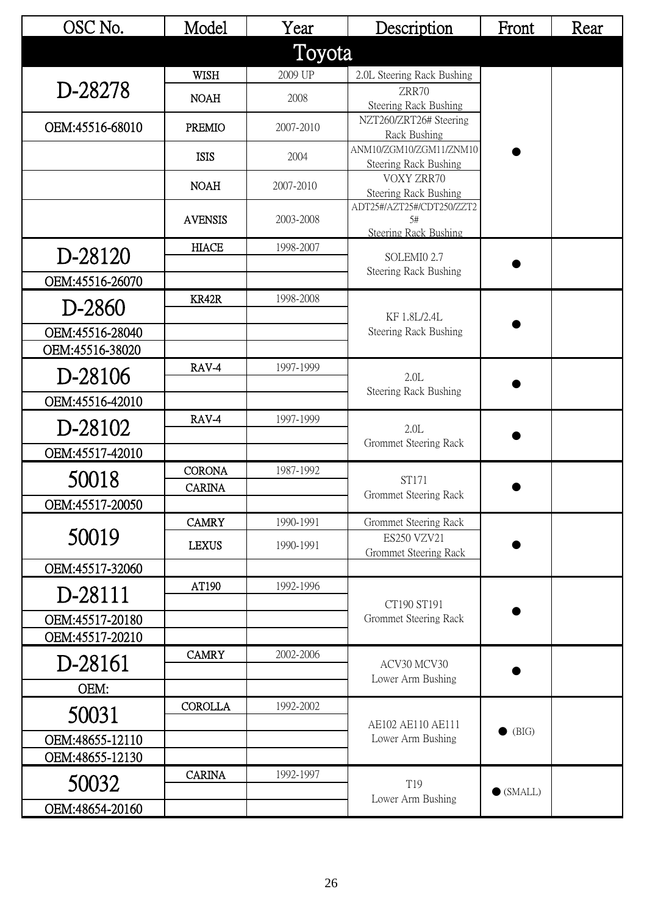| OSC No. | Model | Year | Description | Front | Rear |
|---|---|---|---|---|---|
| **Toyota** | | | | | |
| D-28278 | WISH | 2009 UP | 2.0L Steering Rack Bushing | ● | |
| | NOAH | 2008 | ZRR70 Steering Rack Bushing | | |
| OEM:45516-68010 | PREMIO | 2007-2010 | NZT260/ZRT26# Steering Rack Bushing | | |
| | ISIS | 2004 | ANM10/ZGM10/ZGM11/ZNM10 Steering Rack Bushing | | |
| | NOAH | 2007-2010 | VOXY ZRR70 Steering Rack Bushing | | |
| | AVENSIS | 2003-2008 | ADT25#/AZT25#/CDT250/ZZT25# Steering Rack Bushing | | |
| D-28120 | HIACE | 1998-2007 | SOLEMI0 2.7 Steering Rack Bushing | ● | |
| OEM:45516-26070 | | | | | |
| D-2860 | KR42R | 1998-2008 | KF 1.8L/2.4L Steering Rack Bushing | ● | |
| OEM:45516-28040 | | | | | |
| OEM:45516-38020 | | | | | |
| D-28106 | RAV-4 | 1997-1999 | 2.0L Steering Rack Bushing | ● | |
| OEM:45516-42010 | | | | | |
| D-28102 | RAV-4 | 1997-1999 | 2.0L Grommet Steering Rack | ● | |
| OEM:45517-42010 | | | | | |
| 50018 | CORONA | 1987-1992 | ST171 Grommet Steering Rack | ● | |
| | CARINA | | | | |
| OEM:45517-20050 | | | | | |
| 50019 | CAMRY | 1990-1991 | Grommet Steering Rack | ● | |
| | LEXUS | 1990-1991 | ES250 VZV21 Grommet Steering Rack | | |
| OEM:45517-32060 | | | | | |
| D-28111 | AT190 | 1992-1996 | CT190 ST191 Grommet Steering Rack | ● | |
| OEM:45517-20180 | | | | | |
| OEM:45517-20210 | | | | | |
| D-28161 | CAMRY | 2002-2006 | ACV30 MCV30 Lower Arm Bushing | ● | |
| OEM: | | | | | |
| 50031 | COROLLA | 1992-2002 | AE102 AE110 AE111 Lower Arm Bushing | ● (BIG) | |
| OEM:48655-12110 | | | | | |
| OEM:48655-12130 | | | | | |
| 50032 | CARINA | 1992-1997 | T19 Lower Arm Bushing | ● (SMALL) | |
| OEM:48654-20160 | | | | | |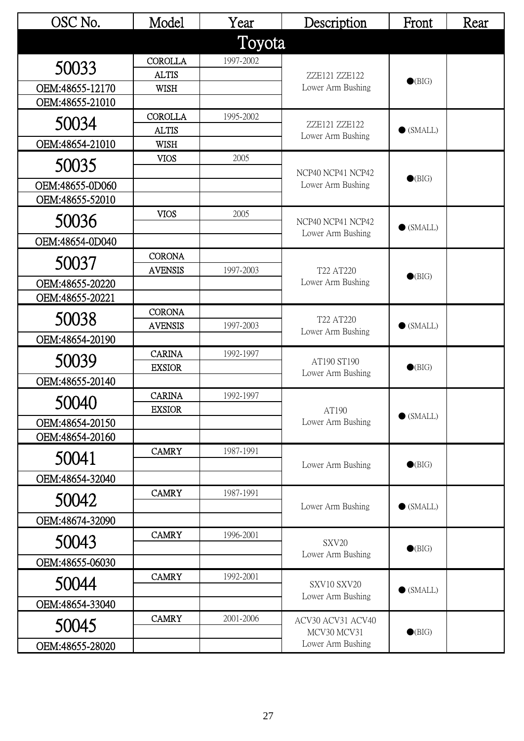| OSC No. | Model | Year | Description | Front | Rear |
|---|---|---|---|---|---|
| **Toyota** | | | | | |
| 50033 | COROLLA | 1997-2002 | ZZE121 ZZE122 Lower Arm Bushing | ●(BIG) | |
| | ALTIS | | | | |
| OEM:48655-12170 | WISH | | | | |
| OEM:48655-21010 | | | | | |
| 50034 | COROLLA | 1995-2002 | ZZE121 ZZE122 Lower Arm Bushing | ● (SMALL) | |
| | ALTIS | | | | |
| OEM:48654-21010 | WISH | | | | |
| 50035 | VIOS | 2005 | NCP40 NCP41 NCP42 Lower Arm Bushing | ●(BIG) | |
| OEM:48655-0D060 | | | | | |
| OEM:48655-52010 | | | | | |
| 50036 | VIOS | 2005 | NCP40 NCP41 NCP42 Lower Arm Bushing | ● (SMALL) | |
| OEM:48654-0D040 | | | | | |
| 50037 | CORONA | | T22 AT220 Lower Arm Bushing | ●(BIG) | |
| | AVENSIS | 1997-2003 | | | |
| OEM:48655-20220 | | | | | |
| OEM:48655-20221 | | | | | |
| 50038 | CORONA | | T22 AT220 Lower Arm Bushing | ● (SMALL) | |
| | AVENSIS | 1997-2003 | | | |
| OEM:48654-20190 | | | | | |
| 50039 | CARINA | 1992-1997 | AT190 ST190 Lower Arm Bushing | ●(BIG) | |
| | EXSIOR | | | | |
| OEM:48655-20140 | | | | | |
| 50040 | CARINA | 1992-1997 | AT190 Lower Arm Bushing | ● (SMALL) | |
| | EXSIOR | | | | |
| OEM:48654-20150 | | | | | |
| OEM:48654-20160 | | | | | |
| 50041 | CAMRY | 1987-1991 | Lower Arm Bushing | ●(BIG) | |
| OEM:48654-32040 | | | | | |
| 50042 | CAMRY | 1987-1991 | Lower Arm Bushing | ● (SMALL) | |
| OEM:48674-32090 | | | | | |
| 50043 | CAMRY | 1996-2001 | SXV20 Lower Arm Bushing | ●(BIG) | |
| OEM:48655-06030 | | | | | |
| 50044 | CAMRY | 1992-2001 | SXV10 SXV20 Lower Arm Bushing | ● (SMALL) | |
| OEM:48654-33040 | | | | | |
| 50045 | CAMRY | 2001-2006 | ACV30 ACV31 ACV40 MCV30 MCV31 Lower Arm Bushing | ●(BIG) | |
| OEM:48655-28020 | | | | | |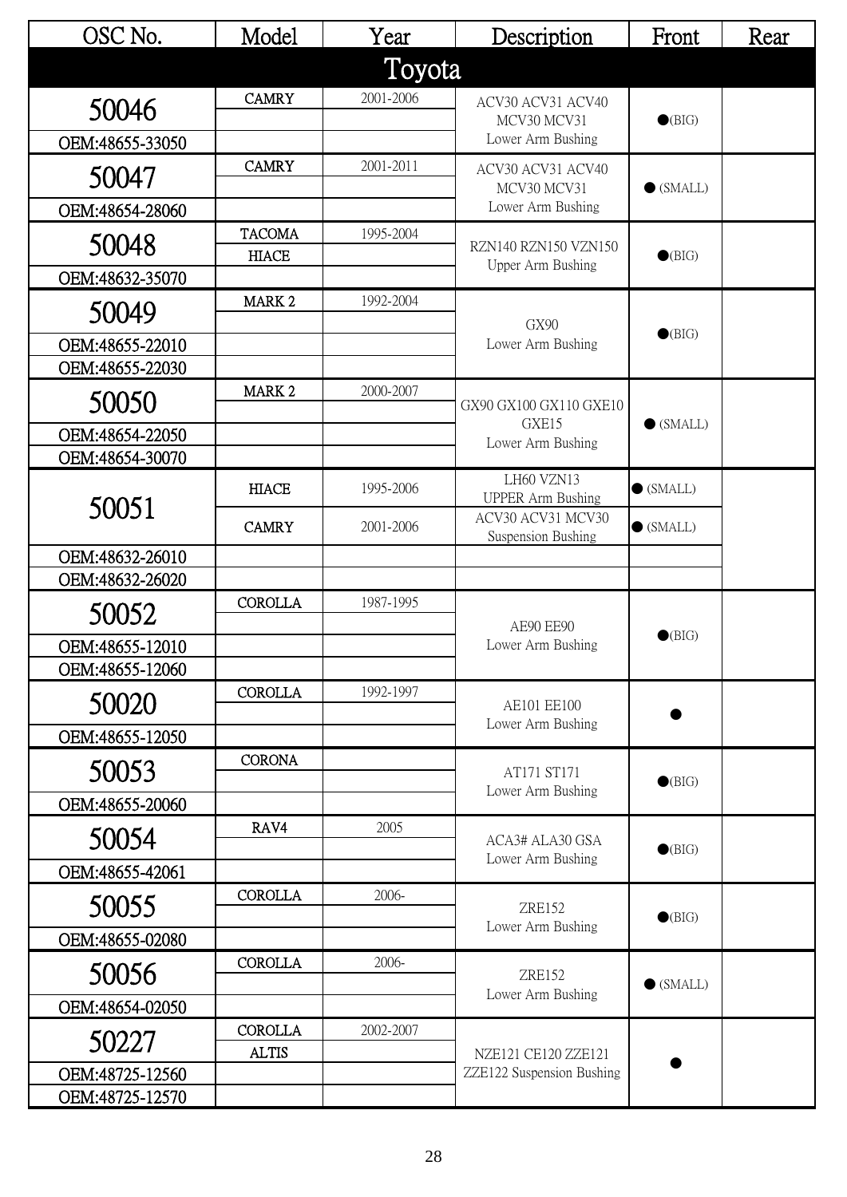| OSC No. | Model | Year | Description | Front | Rear |
|---|---|---|---|---|---|
| **Toyota** | | | | | |
| 50046 | CAMRY | 2001-2006 | ACV30 ACV31 ACV40 MCV30 MCV31 Lower Arm Bushing | ●(BIG) | |
| OEM:48655-33050 | | | | | |
| 50047 | CAMRY | 2001-2011 | ACV30 ACV31 ACV40 MCV30 MCV31 Lower Arm Bushing | ● (SMALL) | |
| OEM:48654-28060 | | | | | |
| 50048 | TACOMA | 1995-2004 | RZN140 RZN150 VZN150 Upper Arm Bushing | ●(BIG) | |
| | HIACE | | | | |
| OEM:48632-35070 | | | | | |
| 50049 | MARK 2 | 1992-2004 | GX90 Lower Arm Bushing | ●(BIG) | |
| OEM:48655-22010 | | | | | |
| OEM:48655-22030 | | | | | |
| 50050 | MARK 2 | 2000-2007 | GX90 GX100 GX110 GXE10 GXE15 Lower Arm Bushing | ● (SMALL) | |
| OEM:48654-22050 | | | | | |
| OEM:48654-30070 | | | | | |
| 50051 | HIACE | 1995-2006 | LH60 VZN13 UPPER Arm Bushing | ● (SMALL) | |
| | CAMRY | 2001-2006 | ACV30 ACV31 MCV30 Suspension Bushing | ● (SMALL) | |
| OEM:48632-26010 | | | | | |
| OEM:48632-26020 | | | | | |
| 50052 | COROLLA | 1987-1995 | AE90 EE90 Lower Arm Bushing | ●(BIG) | |
| OEM:48655-12010 | | | | | |
| OEM:48655-12060 | | | | | |
| 50020 | COROLLA | 1992-1997 | AE101 EE100 Lower Arm Bushing | ● | |
| OEM:48655-12050 | | | | | |
| 50053 | CORONA | | AT171 ST171 Lower Arm Bushing | ●(BIG) | |
| OEM:48655-20060 | | | | | |
| 50054 | RAV4 | 2005 | ACA3# ALA30 GSA Lower Arm Bushing | ●(BIG) | |
| OEM:48655-42061 | | | | | |
| 50055 | COROLLA | 2006- | ZRE152 Lower Arm Bushing | ●(BIG) | |
| OEM:48655-02080 | | | | | |
| 50056 | COROLLA | 2006- | ZRE152 Lower Arm Bushing | ● (SMALL) | |
| OEM:48654-02050 | | | | | |
| 50227 | COROLLA | 2002-2007 | NZE121 CE120 ZZE121 ZZE122 Suspension Bushing | ● | |
| | ALTIS | | | | |
| OEM:48725-12560 | | | | | |
| OEM:48725-12570 | | | | | |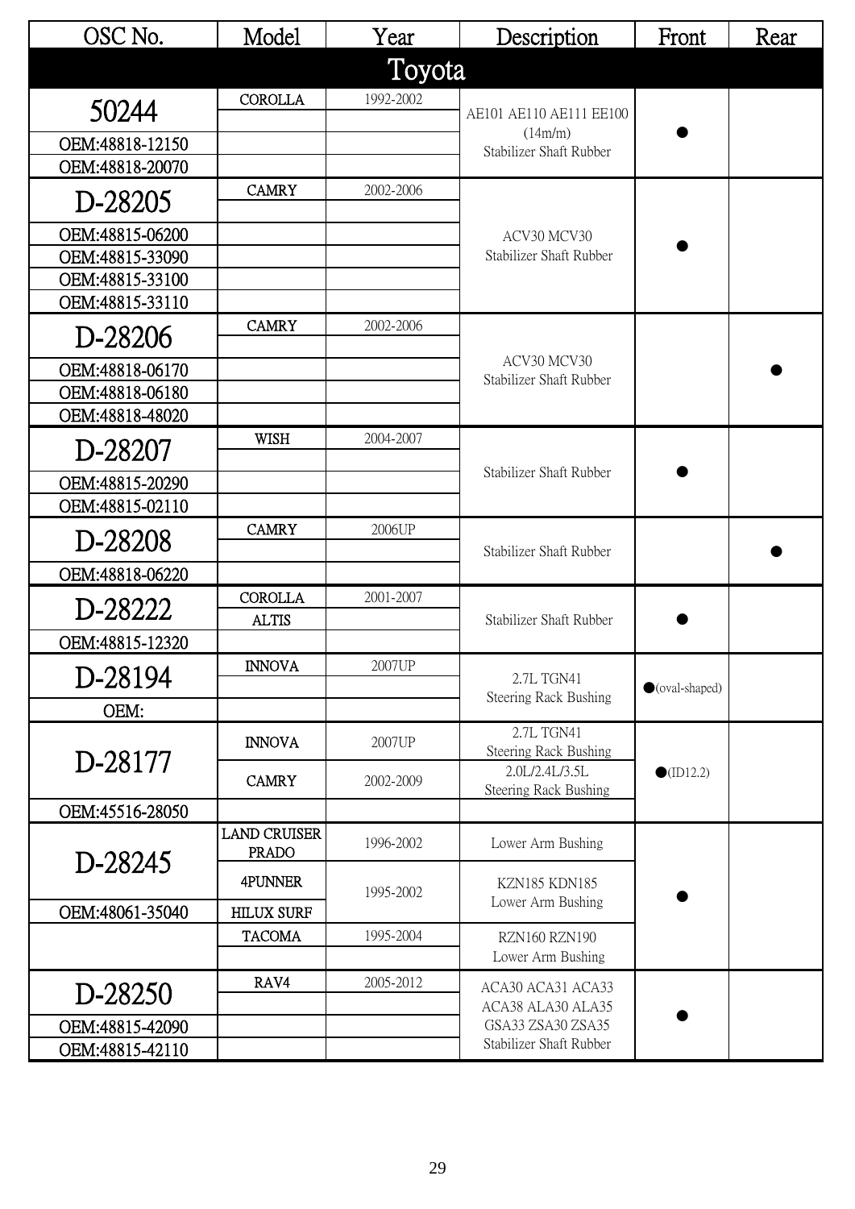| OSC No. | Model | Year | Description | Front | Rear |
|---|---|---|---|---|---|
| **Toyota** | | | | | |
| 50244 | COROLLA | 1992-2002 | AE101 AE110 AE111 EE100 (14m/m) Stabilizer Shaft Rubber | ● | |
| OEM:48818-12150 | | | | | |
| OEM:48818-20070 | | | | | |
| D-28205 | CAMRY | 2002-2006 | ACV30 MCV30 Stabilizer Shaft Rubber | ● | |
| OEM:48815-06200 | | | | | |
| OEM:48815-33090 | | | | | |
| OEM:48815-33100 | | | | | |
| OEM:48815-33110 | | | | | |
| D-28206 | CAMRY | 2002-2006 | ACV30 MCV30 Stabilizer Shaft Rubber | | ● |
| OEM:48818-06170 | | | | | |
| OEM:48818-06180 | | | | | |
| OEM:48818-48020 | | | | | |
| D-28207 | WISH | 2004-2007 | Stabilizer Shaft Rubber | ● | |
| OEM:48815-20290 | | | | | |
| OEM:48815-02110 | | | | | |
| D-28208 | CAMRY | 2006UP | Stabilizer Shaft Rubber | | ● |
| OEM:48818-06220 | | | | | |
| D-28222 | COROLLA | 2001-2007 | Stabilizer Shaft Rubber | ● | |
| | ALTIS | | | | |
| OEM:48815-12320 | | | | | |
| D-28194 | INNOVA | 2007UP | 2.7L TGN41 Steering Rack Bushing | ●(oval-shaped) | |
| OEM: | | | | | |
| D-28177 | INNOVA | 2007UP | 2.7L TGN41 Steering Rack Bushing | ●(ID12.2) | |
| | CAMRY | 2002-2009 | 2.0L/2.4L/3.5L Steering Rack Bushing | | |
| OEM:45516-28050 | | | | | |
| D-28245 | LAND CRUISER PRADO | 1996-2002 | Lower Arm Bushing | ● | |
| | 4PUNNER | 1995-2002 | KZN185 KDN185 Lower Arm Bushing | | |
| OEM:48061-35040 | HILUX SURF | | | | |
| | TACOMA | 1995-2004 | RZN160 RZN190 Lower Arm Bushing | | |
| D-28250 | RAV4 | 2005-2012 | ACA30 ACA31 ACA33 ACA38 ALA30 ALA35 GSA33 ZSA30 ZSA35 Stabilizer Shaft Rubber | ● | |
| OEM:48815-42090 | | | | | |
| OEM:48815-42110 | | | | | |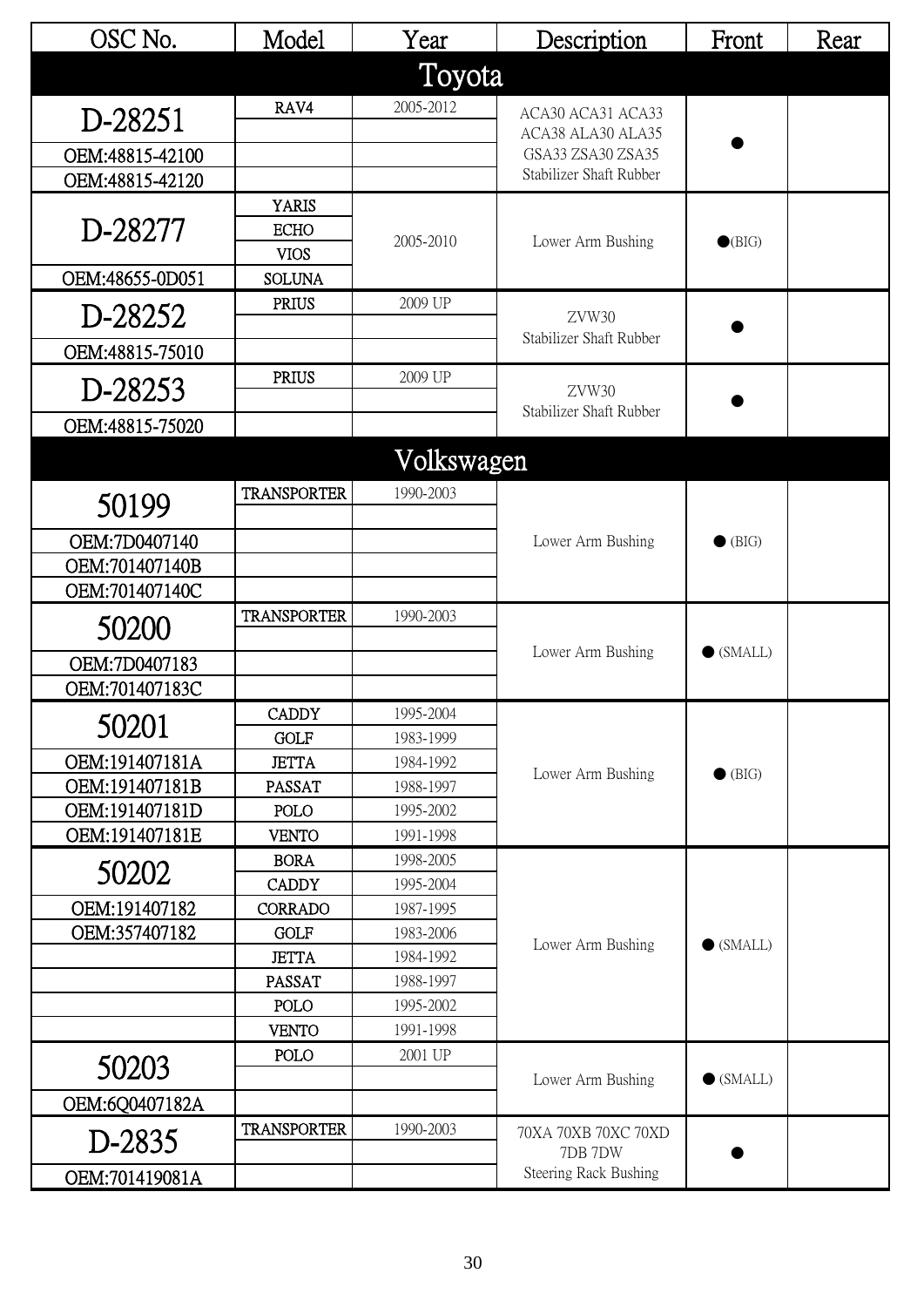| OSC No. | Model | Year | Description | Front | Rear |
|---|---|---|---|---|---|
| **Toyota** | | | | | |
| D-28251 | RAV4 | 2005-2012 | ACA30 ACA31 ACA33 ACA38 ALA30 ALA35 GSA33 ZSA30 ZSA35 Stabilizer Shaft Rubber | ● | |
| OEM:48815-42100 | | | | | |
| OEM:48815-42120 | | | | | |
| D-28277 | YARIS | 2005-2010 | Lower Arm Bushing | ●(BIG) | |
| | ECHO | | | | |
| | VIOS | | | | |
| OEM:48655-0D051 | SOLUNA | | | | |
| D-28252 | PRIUS | 2009 UP | ZVW30 Stabilizer Shaft Rubber | ● | |
| OEM:48815-75010 | | | | | |
| D-28253 | PRIUS | 2009 UP | ZVW30 Stabilizer Shaft Rubber | ● | |
| OEM:48815-75020 | | | | | |
| **Volkswagen** | | | | | |
| 50199 | TRANSPORTER | 1990-2003 | Lower Arm Bushing | ● (BIG) | |
| OEM:7D0407140 | | | | | |
| OEM:701407140B | | | | | |
| OEM:701407140C | | | | | |
| 50200 | TRANSPORTER | 1990-2003 | Lower Arm Bushing | ● (SMALL) | |
| OEM:7D0407183 | | | | | |
| OEM:701407183C | | | | | |
| 50201 | CADDY | 1995-2004 | Lower Arm Bushing | ● (BIG) | |
| | GOLF | 1983-1999 | | | |
| OEM:191407181A | JETTA | 1984-1992 | | | |
| OEM:191407181B | PASSAT | 1988-1997 | | | |
| OEM:191407181D | POLO | 1995-2002 | | | |
| OEM:191407181E | VENTO | 1991-1998 | | | |
| 50202 | BORA | 1998-2005 | Lower Arm Bushing | ● (SMALL) | |
| | CADDY | 1995-2004 | | | |
| OEM:191407182 | CORRADO | 1987-1995 | | | |
| OEM:357407182 | GOLF | 1983-2006 | | | |
| | JETTA | 1984-1992 | | | |
| | PASSAT | 1988-1997 | | | |
| | POLO | 1995-2002 | | | |
| | VENTO | 1991-1998 | | | |
| 50203 | POLO | 2001 UP | Lower Arm Bushing | ● (SMALL) | |
| OEM:6Q0407182A | | | | | |
| D-2835 | TRANSPORTER | 1990-2003 | 70XA 70XB 70XC 70XD 7DB 7DW Steering Rack Bushing | ● | |
| OEM:701419081A | | | | | |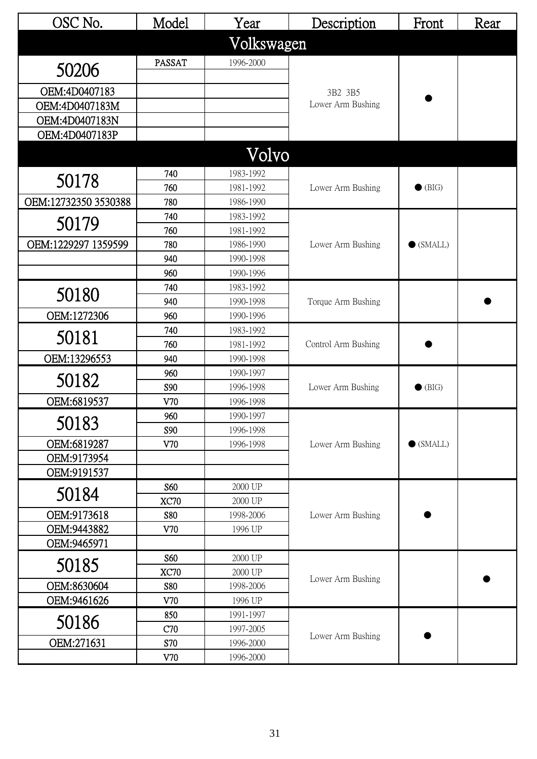| OSC No. | Model | Year | Description | Front | Rear |
|---|---|---|---|---|---|
| **Volkswagen** | | | | | |
| 50206 | PASSAT | 1996-2000 | 3B2 3B5 Lower Arm Bushing | ● | |
| | | | | | |
| OEM:4D0407183 | | | | | |
| OEM:4D0407183M | | | | | |
| OEM:4D0407183N | | | | | |
| OEM:4D0407183P | | | | | |
| **Volvo** | | | | | |
| 50178 | 740 | 1983-1992 | Lower Arm Bushing | ● (BIG) | |
| | 760 | 1981-1992 | | | |
| OEM:12732350 3530388 | 780 | 1986-1990 | | | |
| 50179 | 740 | 1983-1992 | Lower Arm Bushing | ● (SMALL) | |
| | 760 | 1981-1992 | | | |
| OEM:1229297 1359599 | 780 | 1986-1990 | | | |
| | 940 | 1990-1998 | | | |
| | 960 | 1990-1996 | | | |
| 50180 | 740 | 1983-1992 | Torque Arm Bushing | | ● |
| | 940 | 1990-1998 | | | |
| OEM:1272306 | 960 | 1990-1996 | | | |
| 50181 | 740 | 1983-1992 | Control Arm Bushing | ● | |
| | 760 | 1981-1992 | | | |
| OEM:13296553 | 940 | 1990-1998 | | | |
| 50182 | 960 | 1990-1997 | Lower Arm Bushing | ● (BIG) | |
| | S90 | 1996-1998 | | | |
| OEM:6819537 | V70 | 1996-1998 | | | |
| 50183 | 960 | 1990-1997 | Lower Arm Bushing | ● (SMALL) | |
| | S90 | 1996-1998 | | | |
| OEM:6819287 | V70 | 1996-1998 | | | |
| OEM:9173954 | | | | | |
| OEM:9191537 | | | | | |
| 50184 | S60 | 2000 UP | Lower Arm Bushing | ● | |
| | XC70 | 2000 UP | | | |
| OEM:9173618 | S80 | 1998-2006 | | | |
| OEM:9443882 | V70 | 1996 UP | | | |
| OEM:9465971 | | | | | |
| 50185 | S60 | 2000 UP | Lower Arm Bushing | | ● |
| | XC70 | 2000 UP | | | |
| OEM:8630604 | S80 | 1998-2006 | | | |
| OEM:9461626 | V70 | 1996 UP | | | |
| 50186 | 850 | 1991-1997 | Lower Arm Bushing | ● | |
| | C70 | 1997-2005 | | | |
| OEM:271631 | S70 | 1996-2000 | | | |
| | V70 | 1996-2000 | | | |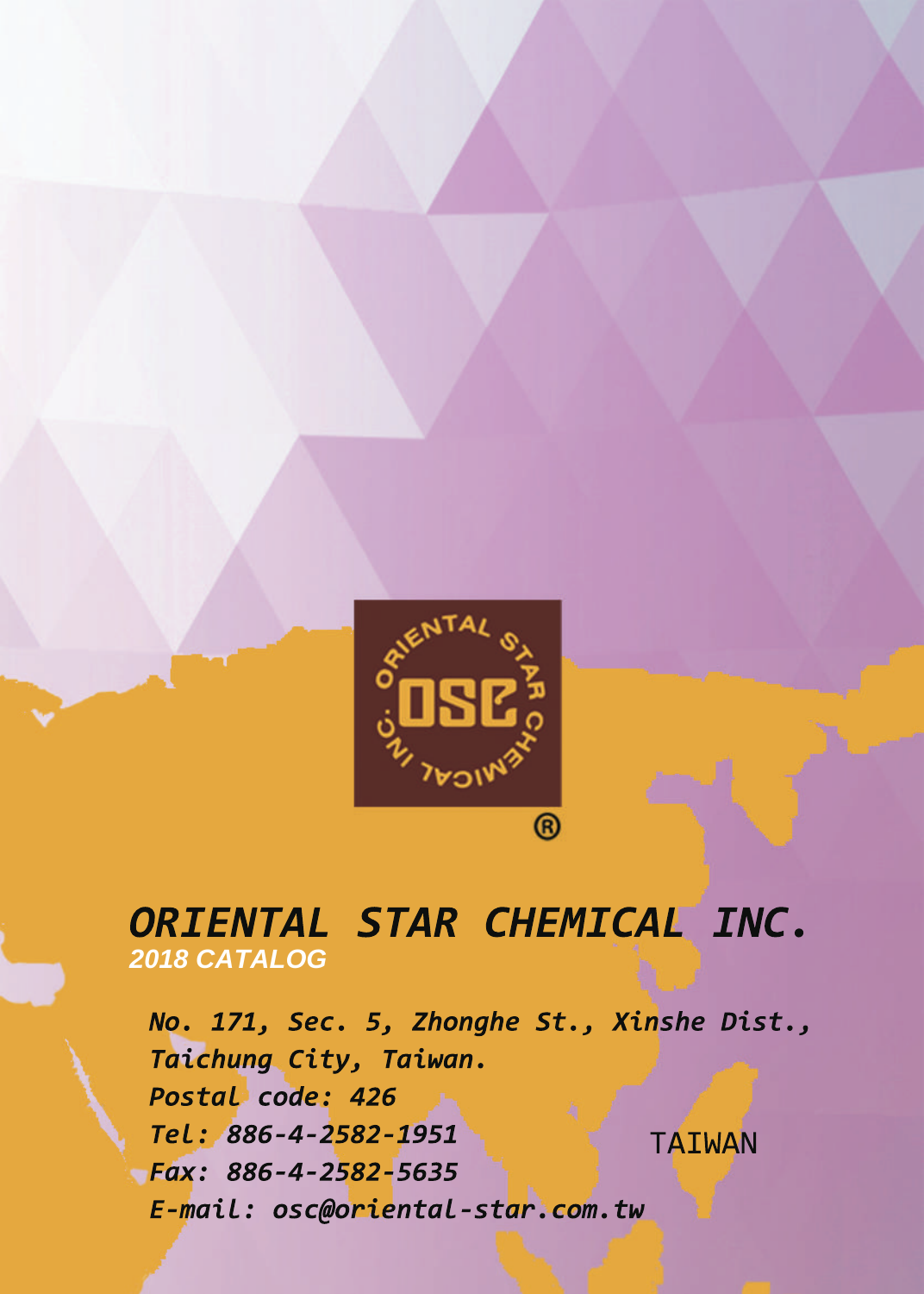ORIENTAL STAR CHEMICAL INC. OSC

®

# ORIENTAL STAR CHEMICAL INC.

***2018 CATALOG***

*No. 171, Sec. 5, Zhonghe St., Xinshe Dist., Taichung City, Taiwan.*
*Postal code: 426*
*Tel: 886-4-2582-1951*
*Fax: 886-4-2582-5635*
*E-mail: osc@oriental-star.com.tw*

TAIWAN